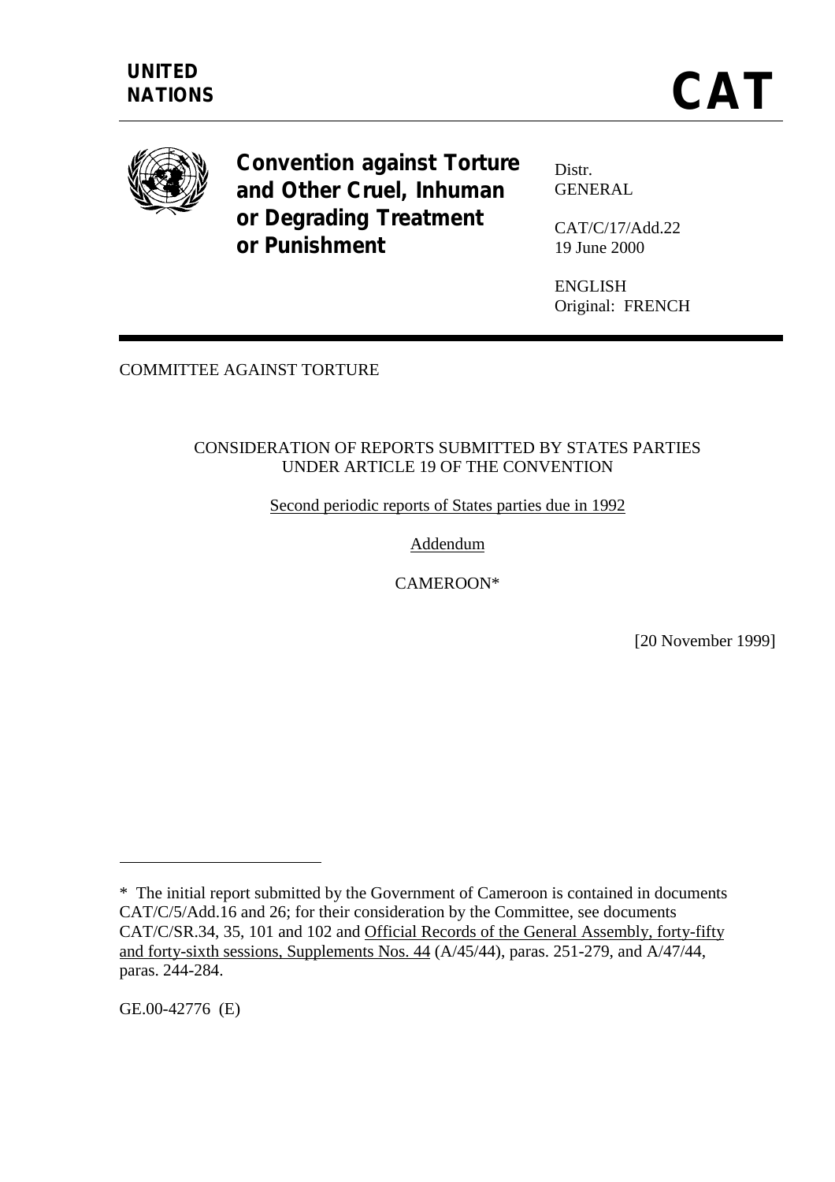**UNITED NATIONS**

# CAT

**Convention against Torture and Other Cruel, Inhuman or Degrading Treatment or Punishment**

Distr.
GENERAL

CAT/C/17/Add.22
19 June 2000

ENGLISH
Original: FRENCH

COMMITTEE AGAINST TORTURE

CONSIDERATION OF REPORTS SUBMITTED BY STATES PARTIES UNDER ARTICLE 19 OF THE CONVENTION

Second periodic reports of States parties due in 1992

Addendum

CAMEROON*

[20 November 1999]

---

\* The initial report submitted by the Government of Cameroon is contained in documents CAT/C/5/Add.16 and 26; for their consideration by the Committee, see documents CAT/C/SR.34, 35, 101 and 102 and Official Records of the General Assembly, forty-fifty and forty-sixth sessions, Supplements Nos. 44 (A/45/44), paras. 251-279, and A/47/44, paras. 244-284.

GE.00-42776 (E)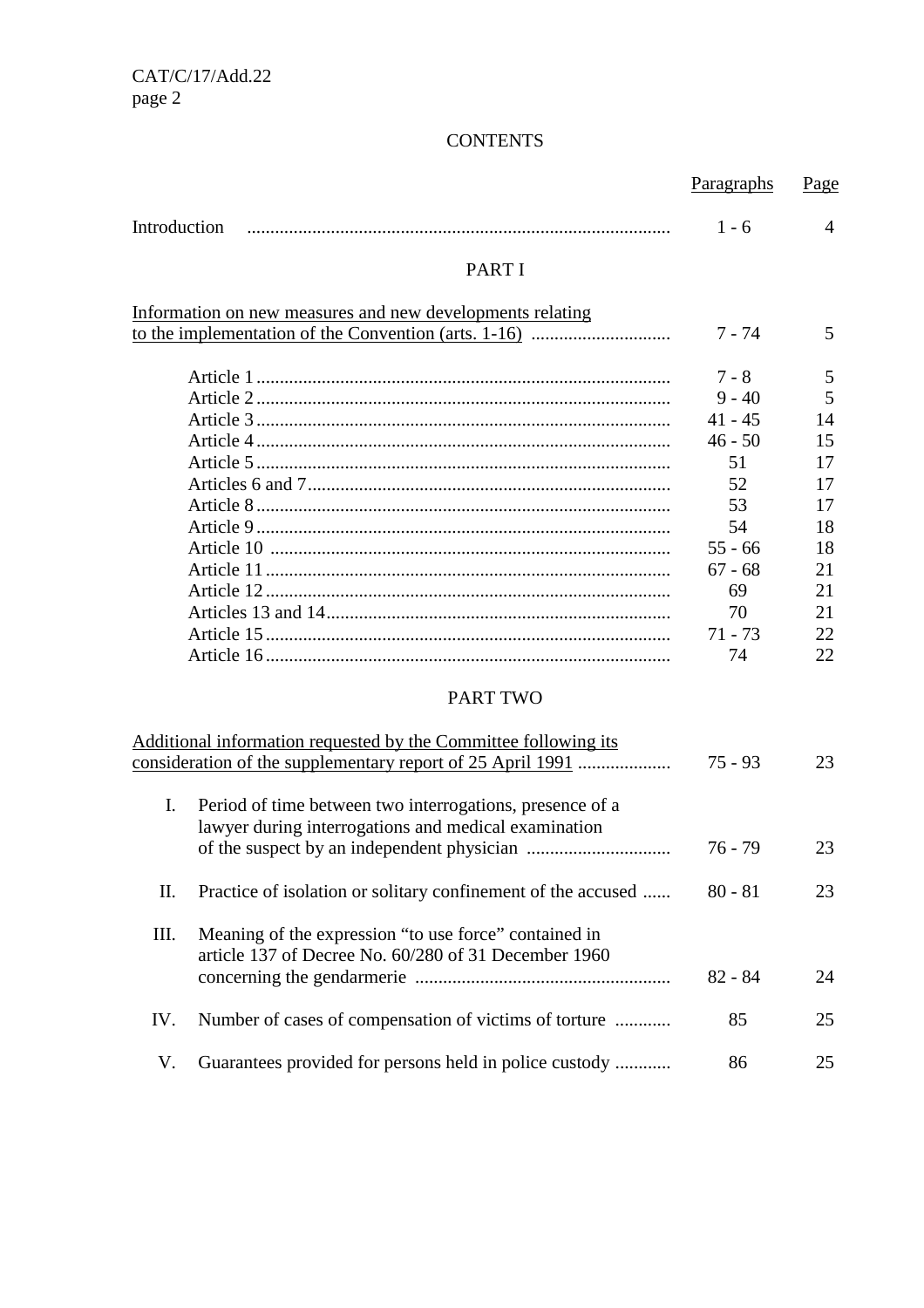## CONTENTS

| | Paragraphs | Page |
|---|---|---|
| Introduction | 1 - 6 | 4 |
| **PART I** | | |
| Information on new measures and new developments relating to the implementation of the Convention (arts. 1-16) | 7 - 74 | 5 |
| Article 1 | 7 - 8 | 5 |
| Article 2 | 9 - 40 | 5 |
| Article 3 | 41 - 45 | 14 |
| Article 4 | 46 - 50 | 15 |
| Article 5 | 51 | 17 |
| Articles 6 and 7 | 52 | 17 |
| Article 8 | 53 | 17 |
| Article 9 | 54 | 18 |
| Article 10 | 55 - 66 | 18 |
| Article 11 | 67 - 68 | 21 |
| Article 12 | 69 | 21 |
| Articles 13 and 14 | 70 | 21 |
| Article 15 | 71 - 73 | 22 |
| Article 16 | 74 | 22 |
| **PART TWO** | | |
| Additional information requested by the Committee following its consideration of the supplementary report of 25 April 1991 | 75 - 93 | 23 |
| I. Period of time between two interrogations, presence of a lawyer during interrogations and medical examination of the suspect by an independent physician | 76 - 79 | 23 |
| II. Practice of isolation or solitary confinement of the accused | 80 - 81 | 23 |
| III. Meaning of the expression "to use force" contained in article 137 of Decree No. 60/280 of 31 December 1960 concerning the gendarmerie | 82 - 84 | 24 |
| IV. Number of cases of compensation of victims of torture | 85 | 25 |
| V. Guarantees provided for persons held in police custody | 86 | 25 |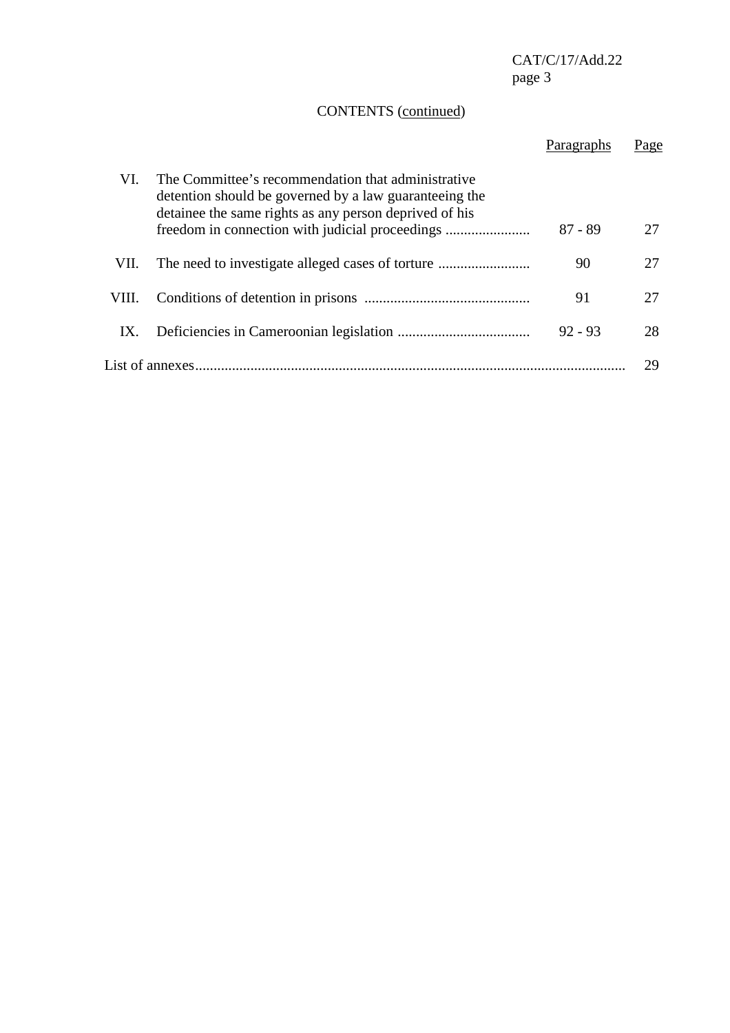CONTENTS (continued)

| | | Paragraphs | Page |
|---|---|---|---|
| VI. | The Committee's recommendation that administrative detention should be governed by a law guaranteeing the detainee the same rights as any person deprived of his freedom in connection with judicial proceedings | 87 - 89 | 27 |
| VII. | The need to investigate alleged cases of torture | 90 | 27 |
| VIII. | Conditions of detention in prisons | 91 | 27 |
| IX. | Deficiencies in Cameroonian legislation | 92 - 93 | 28 |
| List of annexes | | | 29 |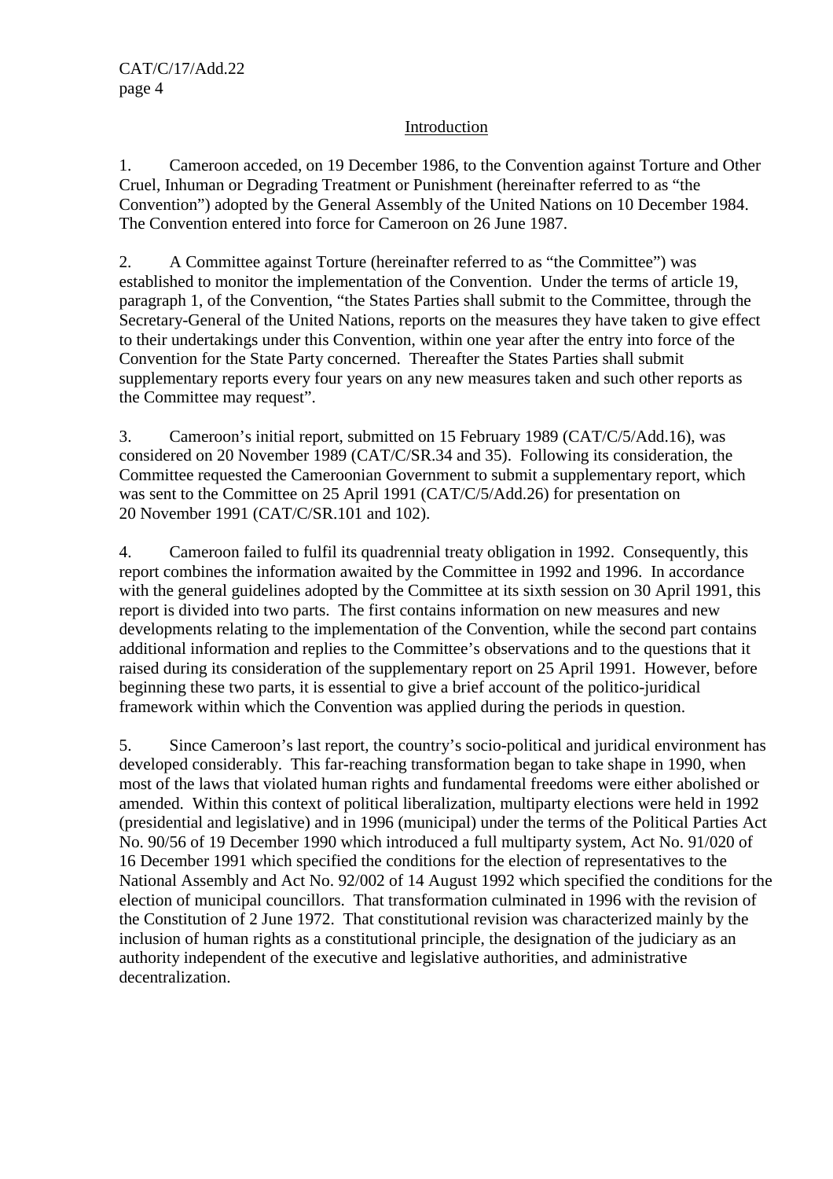## Introduction

1. Cameroon acceded, on 19 December 1986, to the Convention against Torture and Other Cruel, Inhuman or Degrading Treatment or Punishment (hereinafter referred to as "the Convention") adopted by the General Assembly of the United Nations on 10 December 1984. The Convention entered into force for Cameroon on 26 June 1987.

2. A Committee against Torture (hereinafter referred to as "the Committee") was established to monitor the implementation of the Convention. Under the terms of article 19, paragraph 1, of the Convention, "the States Parties shall submit to the Committee, through the Secretary-General of the United Nations, reports on the measures they have taken to give effect to their undertakings under this Convention, within one year after the entry into force of the Convention for the State Party concerned. Thereafter the States Parties shall submit supplementary reports every four years on any new measures taken and such other reports as the Committee may request".

3. Cameroon's initial report, submitted on 15 February 1989 (CAT/C/5/Add.16), was considered on 20 November 1989 (CAT/C/SR.34 and 35). Following its consideration, the Committee requested the Cameroonian Government to submit a supplementary report, which was sent to the Committee on 25 April 1991 (CAT/C/5/Add.26) for presentation on 20 November 1991 (CAT/C/SR.101 and 102).

4. Cameroon failed to fulfil its quadrennial treaty obligation in 1992. Consequently, this report combines the information awaited by the Committee in 1992 and 1996. In accordance with the general guidelines adopted by the Committee at its sixth session on 30 April 1991, this report is divided into two parts. The first contains information on new measures and new developments relating to the implementation of the Convention, while the second part contains additional information and replies to the Committee's observations and to the questions that it raised during its consideration of the supplementary report on 25 April 1991. However, before beginning these two parts, it is essential to give a brief account of the politico-juridical framework within which the Convention was applied during the periods in question.

5. Since Cameroon's last report, the country's socio-political and juridical environment has developed considerably. This far-reaching transformation began to take shape in 1990, when most of the laws that violated human rights and fundamental freedoms were either abolished or amended. Within this context of political liberalization, multiparty elections were held in 1992 (presidential and legislative) and in 1996 (municipal) under the terms of the Political Parties Act No. 90/56 of 19 December 1990 which introduced a full multiparty system, Act No. 91/020 of 16 December 1991 which specified the conditions for the election of representatives to the National Assembly and Act No. 92/002 of 14 August 1992 which specified the conditions for the election of municipal councillors. That transformation culminated in 1996 with the revision of the Constitution of 2 June 1972. That constitutional revision was characterized mainly by the inclusion of human rights as a constitutional principle, the designation of the judiciary as an authority independent of the executive and legislative authorities, and administrative decentralization.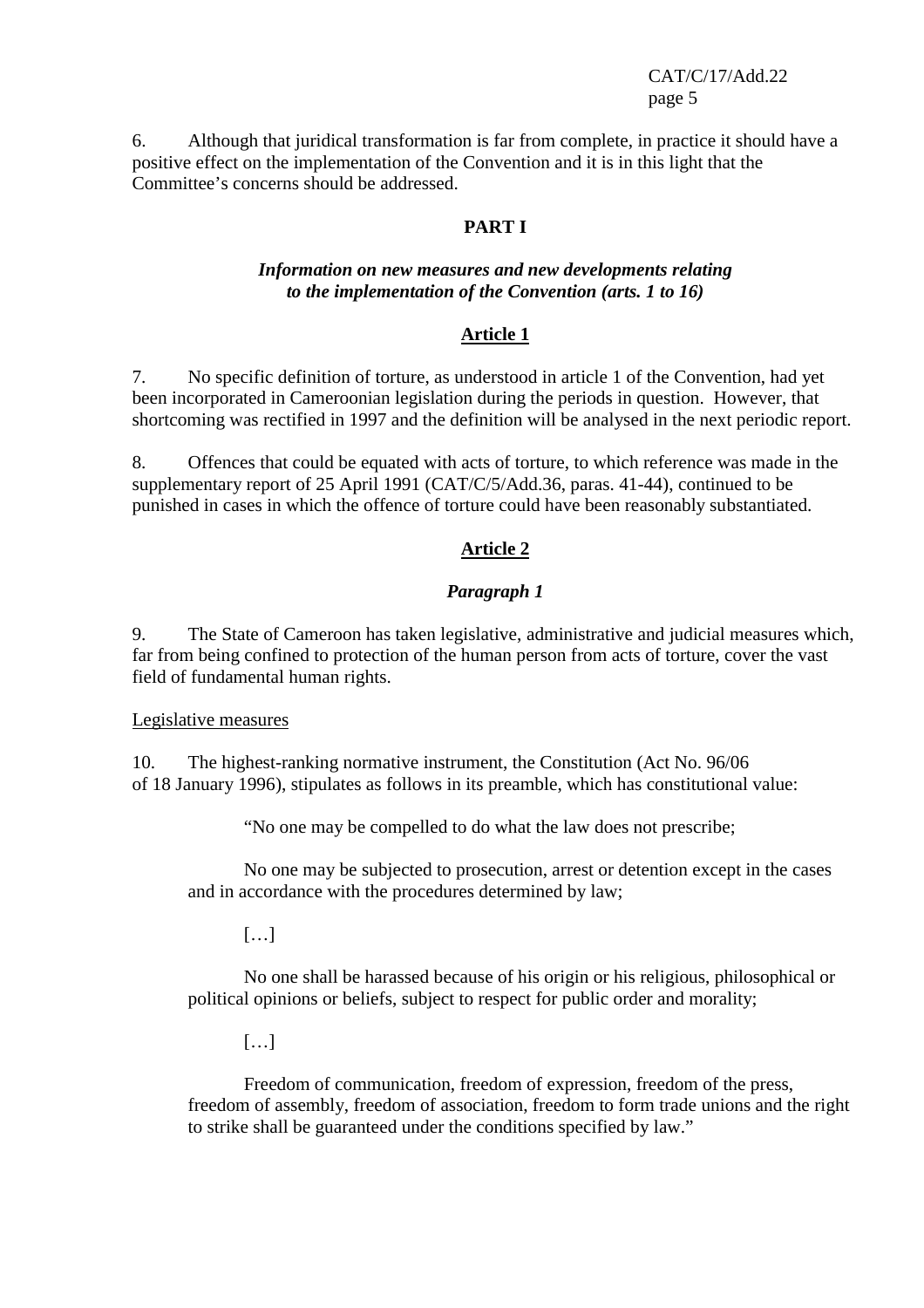6. Although that juridical transformation is far from complete, in practice it should have a positive effect on the implementation of the Convention and it is in this light that the Committee's concerns should be addressed.

## PART I

### *Information on new measures and new developments relating to the implementation of the Convention (arts. 1 to 16)*

### Article 1

7. No specific definition of torture, as understood in article 1 of the Convention, had yet been incorporated in Cameroonian legislation during the periods in question. However, that shortcoming was rectified in 1997 and the definition will be analysed in the next periodic report.

8. Offences that could be equated with acts of torture, to which reference was made in the supplementary report of 25 April 1991 (CAT/C/5/Add.36, paras. 41-44), continued to be punished in cases in which the offence of torture could have been reasonably substantiated.

### Article 2

#### *Paragraph 1*

9. The State of Cameroon has taken legislative, administrative and judicial measures which, far from being confined to protection of the human person from acts of torture, cover the vast field of fundamental human rights.

Legislative measures

10. The highest-ranking normative instrument, the Constitution (Act No. 96/06 of 18 January 1996), stipulates as follows in its preamble, which has constitutional value:

> "No one may be compelled to do what the law does not prescribe;
>
> No one may be subjected to prosecution, arrest or detention except in the cases and in accordance with the procedures determined by law;
>
> […]
>
> No one shall be harassed because of his origin or his religious, philosophical or political opinions or beliefs, subject to respect for public order and morality;
>
> […]
>
> Freedom of communication, freedom of expression, freedom of the press, freedom of assembly, freedom of association, freedom to form trade unions and the right to strike shall be guaranteed under the conditions specified by law."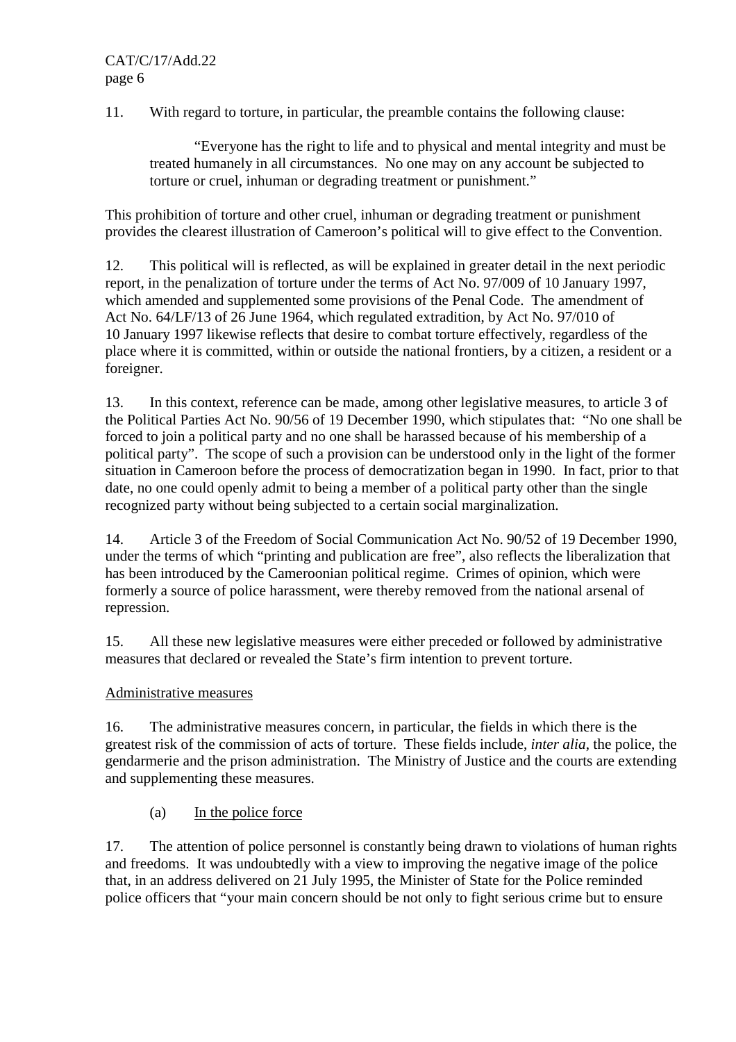11. With regard to torture, in particular, the preamble contains the following clause:

> "Everyone has the right to life and to physical and mental integrity and must be treated humanely in all circumstances. No one may on any account be subjected to torture or cruel, inhuman or degrading treatment or punishment."

This prohibition of torture and other cruel, inhuman or degrading treatment or punishment provides the clearest illustration of Cameroon's political will to give effect to the Convention.

12. This political will is reflected, as will be explained in greater detail in the next periodic report, in the penalization of torture under the terms of Act No. 97/009 of 10 January 1997, which amended and supplemented some provisions of the Penal Code. The amendment of Act No. 64/LF/13 of 26 June 1964, which regulated extradition, by Act No. 97/010 of 10 January 1997 likewise reflects that desire to combat torture effectively, regardless of the place where it is committed, within or outside the national frontiers, by a citizen, a resident or a foreigner.

13. In this context, reference can be made, among other legislative measures, to article 3 of the Political Parties Act No. 90/56 of 19 December 1990, which stipulates that: "No one shall be forced to join a political party and no one shall be harassed because of his membership of a political party". The scope of such a provision can be understood only in the light of the former situation in Cameroon before the process of democratization began in 1990. In fact, prior to that date, no one could openly admit to being a member of a political party other than the single recognized party without being subjected to a certain social marginalization.

14. Article 3 of the Freedom of Social Communication Act No. 90/52 of 19 December 1990, under the terms of which "printing and publication are free", also reflects the liberalization that has been introduced by the Cameroonian political regime. Crimes of opinion, which were formerly a source of police harassment, were thereby removed from the national arsenal of repression.

15. All these new legislative measures were either preceded or followed by administrative measures that declared or revealed the State's firm intention to prevent torture.

## Administrative measures

16. The administrative measures concern, in particular, the fields in which there is the greatest risk of the commission of acts of torture. These fields include, *inter alia*, the police, the gendarmerie and the prison administration. The Ministry of Justice and the courts are extending and supplementing these measures.

### (a) In the police force

17. The attention of police personnel is constantly being drawn to violations of human rights and freedoms. It was undoubtedly with a view to improving the negative image of the police that, in an address delivered on 21 July 1995, the Minister of State for the Police reminded police officers that "your main concern should be not only to fight serious crime but to ensure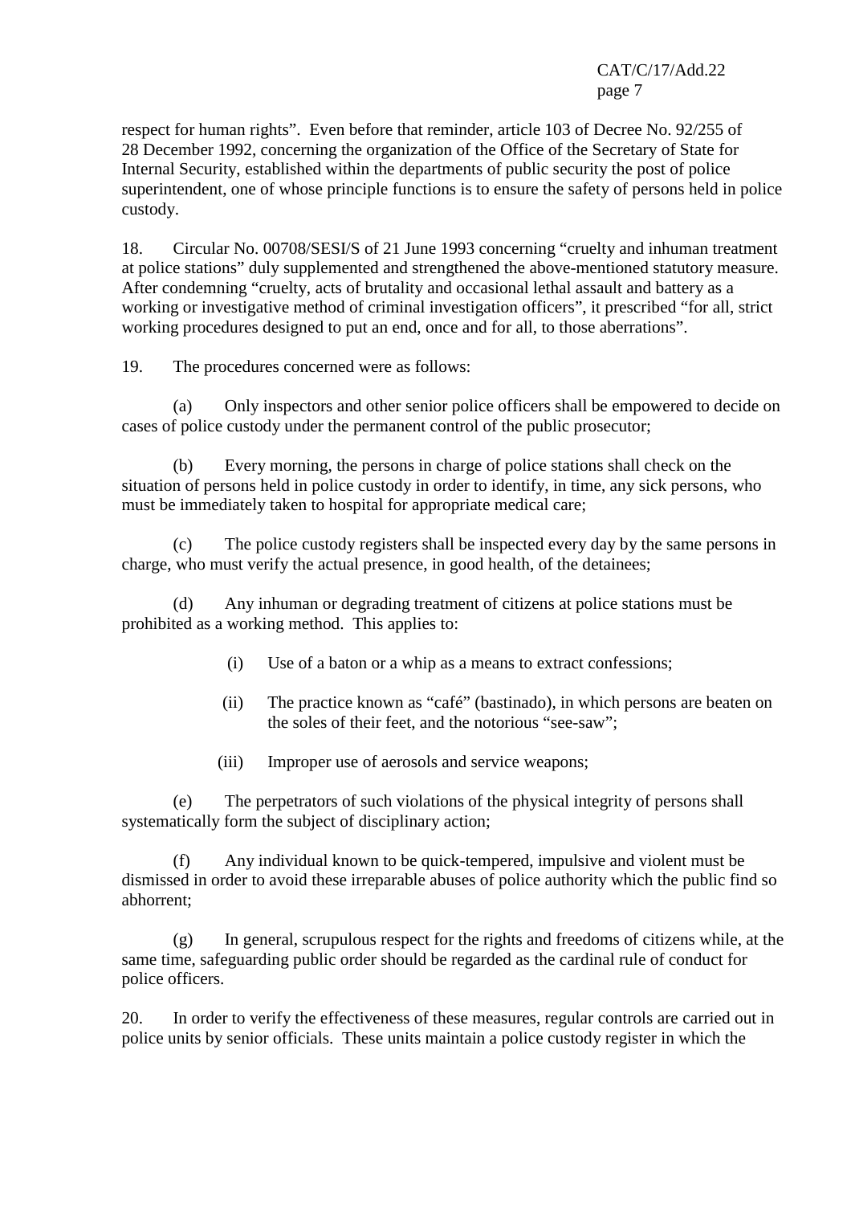respect for human rights". Even before that reminder, article 103 of Decree No. 92/255 of 28 December 1992, concerning the organization of the Office of the Secretary of State for Internal Security, established within the departments of public security the post of police superintendent, one of whose principle functions is to ensure the safety of persons held in police custody.

18. Circular No. 00708/SESI/S of 21 June 1993 concerning "cruelty and inhuman treatment at police stations" duly supplemented and strengthened the above-mentioned statutory measure. After condemning "cruelty, acts of brutality and occasional lethal assault and battery as a working or investigative method of criminal investigation officers", it prescribed "for all, strict working procedures designed to put an end, once and for all, to those aberrations".

19. The procedures concerned were as follows:

(a) Only inspectors and other senior police officers shall be empowered to decide on cases of police custody under the permanent control of the public prosecutor;

(b) Every morning, the persons in charge of police stations shall check on the situation of persons held in police custody in order to identify, in time, any sick persons, who must be immediately taken to hospital for appropriate medical care;

(c) The police custody registers shall be inspected every day by the same persons in charge, who must verify the actual presence, in good health, of the detainees;

(d) Any inhuman or degrading treatment of citizens at police stations must be prohibited as a working method. This applies to:

(i) Use of a baton or a whip as a means to extract confessions;

(ii) The practice known as "café" (bastinado), in which persons are beaten on the soles of their feet, and the notorious "see-saw";

(iii) Improper use of aerosols and service weapons;

(e) The perpetrators of such violations of the physical integrity of persons shall systematically form the subject of disciplinary action;

(f) Any individual known to be quick-tempered, impulsive and violent must be dismissed in order to avoid these irreparable abuses of police authority which the public find so abhorrent;

(g) In general, scrupulous respect for the rights and freedoms of citizens while, at the same time, safeguarding public order should be regarded as the cardinal rule of conduct for police officers.

20. In order to verify the effectiveness of these measures, regular controls are carried out in police units by senior officials. These units maintain a police custody register in which the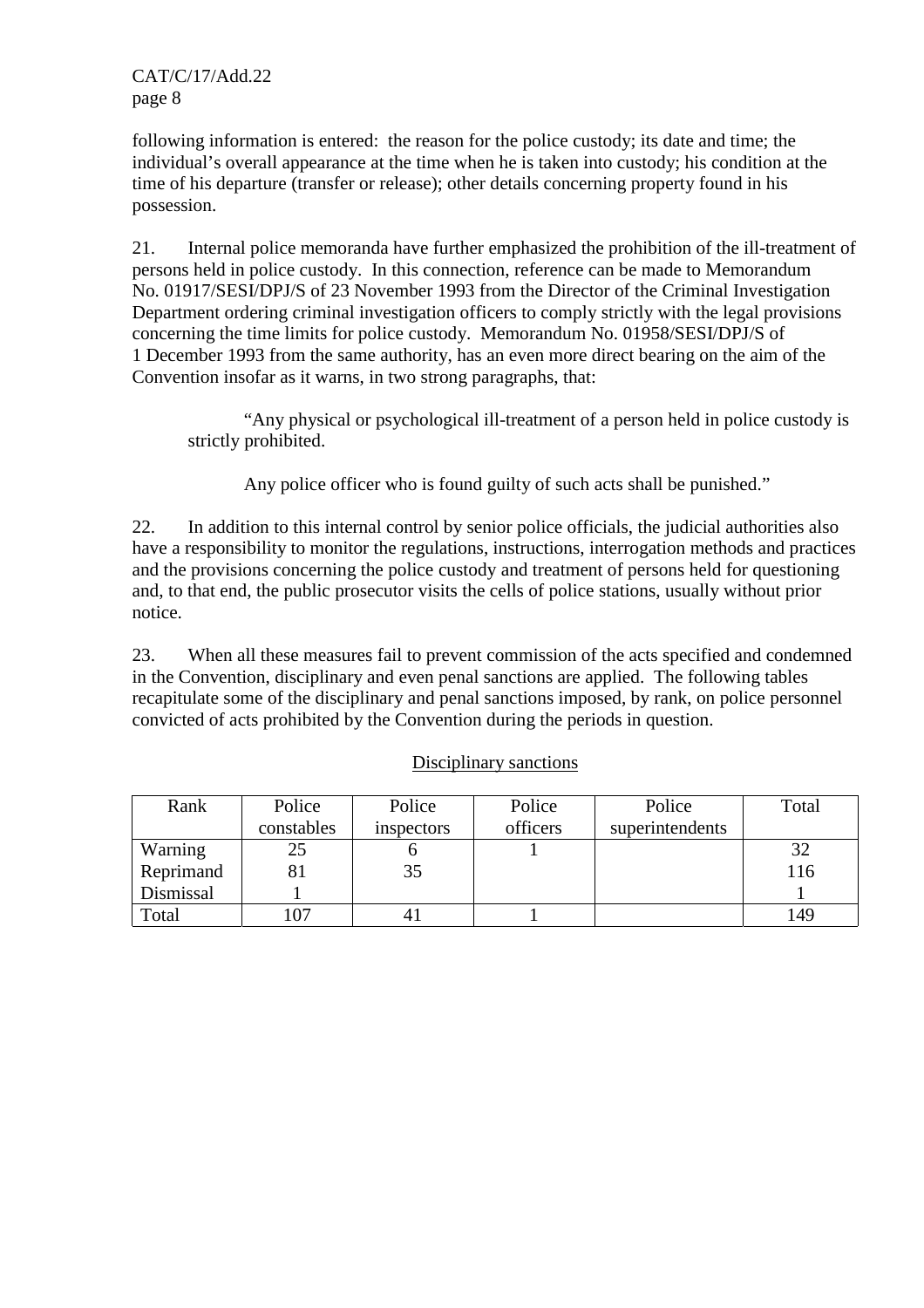following information is entered: the reason for the police custody; its date and time; the individual's overall appearance at the time when he is taken into custody; his condition at the time of his departure (transfer or release); other details concerning property found in his possession.

21. Internal police memoranda have further emphasized the prohibition of the ill-treatment of persons held in police custody. In this connection, reference can be made to Memorandum No. 01917/SESI/DPJ/S of 23 November 1993 from the Director of the Criminal Investigation Department ordering criminal investigation officers to comply strictly with the legal provisions concerning the time limits for police custody. Memorandum No. 01958/SESI/DPJ/S of 1 December 1993 from the same authority, has an even more direct bearing on the aim of the Convention insofar as it warns, in two strong paragraphs, that:

> "Any physical or psychological ill-treatment of a person held in police custody is strictly prohibited.
>
> Any police officer who is found guilty of such acts shall be punished."

22. In addition to this internal control by senior police officials, the judicial authorities also have a responsibility to monitor the regulations, instructions, interrogation methods and practices and the provisions concerning the police custody and treatment of persons held for questioning and, to that end, the public prosecutor visits the cells of police stations, usually without prior notice.

23. When all these measures fail to prevent commission of the acts specified and condemned in the Convention, disciplinary and even penal sanctions are applied. The following tables recapitulate some of the disciplinary and penal sanctions imposed, by rank, on police personnel convicted of acts prohibited by the Convention during the periods in question.

<u>Disciplinary sanctions</u>

| Rank | Police constables | Police inspectors | Police officers | Police superintendents | Total |
|---|---|---|---|---|---|
| Warning | 25 | 6 | 1 | | 32 |
| Reprimand | 81 | 35 | | | 116 |
| Dismissal | 1 | | | | 1 |
| Total | 107 | 41 | 1 | | 149 |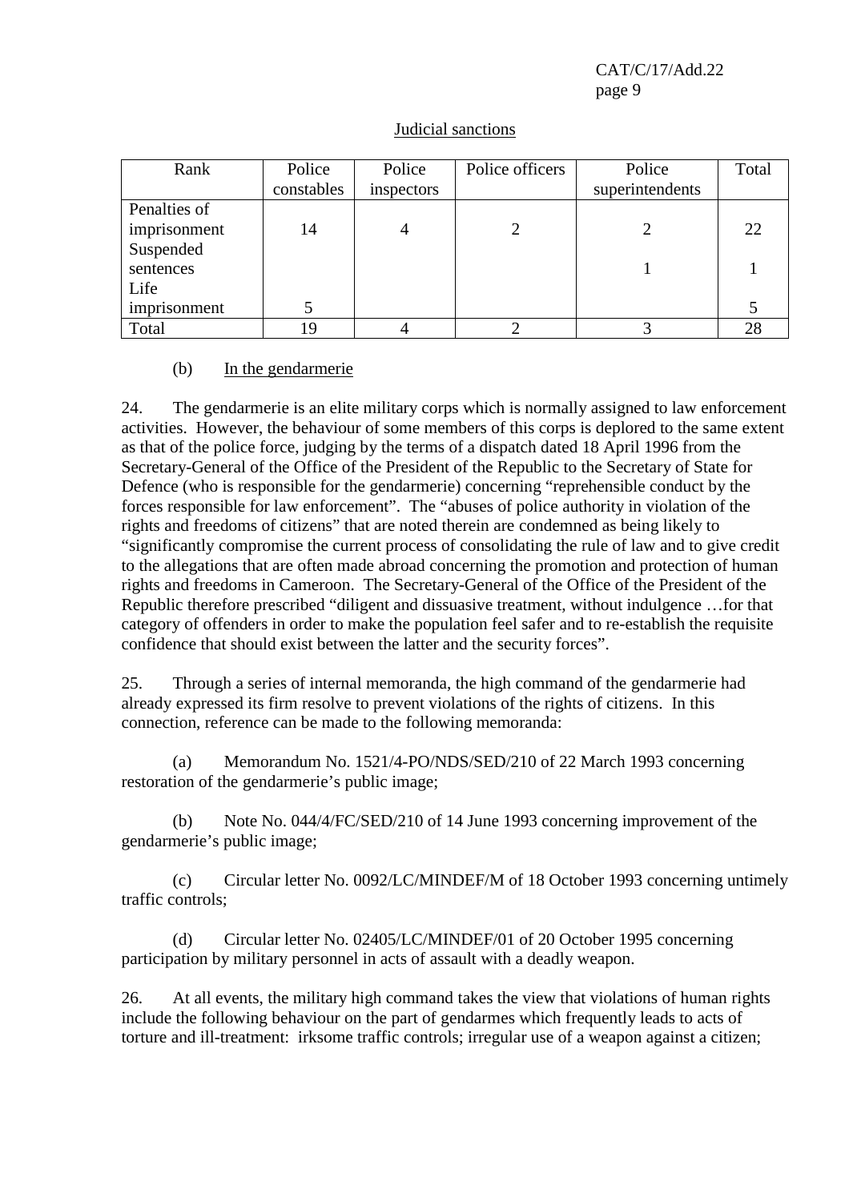Judicial sanctions

| Rank | Police constables | Police inspectors | Police officers | Police superintendents | Total |
|---|---|---|---|---|---|
| Penalties of imprisonment | 14 | 4 | 2 | 2 | 22 |
| Suspended sentences | | | | 1 | 1 |
| Life imprisonment | 5 | | | | 5 |
| Total | 19 | 4 | 2 | 3 | 28 |

(b) In the gendarmerie

24. The gendarmerie is an elite military corps which is normally assigned to law enforcement activities. However, the behaviour of some members of this corps is deplored to the same extent as that of the police force, judging by the terms of a dispatch dated 18 April 1996 from the Secretary-General of the Office of the President of the Republic to the Secretary of State for Defence (who is responsible for the gendarmerie) concerning "reprehensible conduct by the forces responsible for law enforcement". The "abuses of police authority in violation of the rights and freedoms of citizens" that are noted therein are condemned as being likely to "significantly compromise the current process of consolidating the rule of law and to give credit to the allegations that are often made abroad concerning the promotion and protection of human rights and freedoms in Cameroon. The Secretary-General of the Office of the President of the Republic therefore prescribed "diligent and dissuasive treatment, without indulgence …for that category of offenders in order to make the population feel safer and to re-establish the requisite confidence that should exist between the latter and the security forces".

25. Through a series of internal memoranda, the high command of the gendarmerie had already expressed its firm resolve to prevent violations of the rights of citizens. In this connection, reference can be made to the following memoranda:

(a) Memorandum No. 1521/4-PO/NDS/SED/210 of 22 March 1993 concerning restoration of the gendarmerie's public image;

(b) Note No. 044/4/FC/SED/210 of 14 June 1993 concerning improvement of the gendarmerie's public image;

(c) Circular letter No. 0092/LC/MINDEF/M of 18 October 1993 concerning untimely traffic controls;

(d) Circular letter No. 02405/LC/MINDEF/01 of 20 October 1995 concerning participation by military personnel in acts of assault with a deadly weapon.

26. At all events, the military high command takes the view that violations of human rights include the following behaviour on the part of gendarmes which frequently leads to acts of torture and ill-treatment: irksome traffic controls; irregular use of a weapon against a citizen;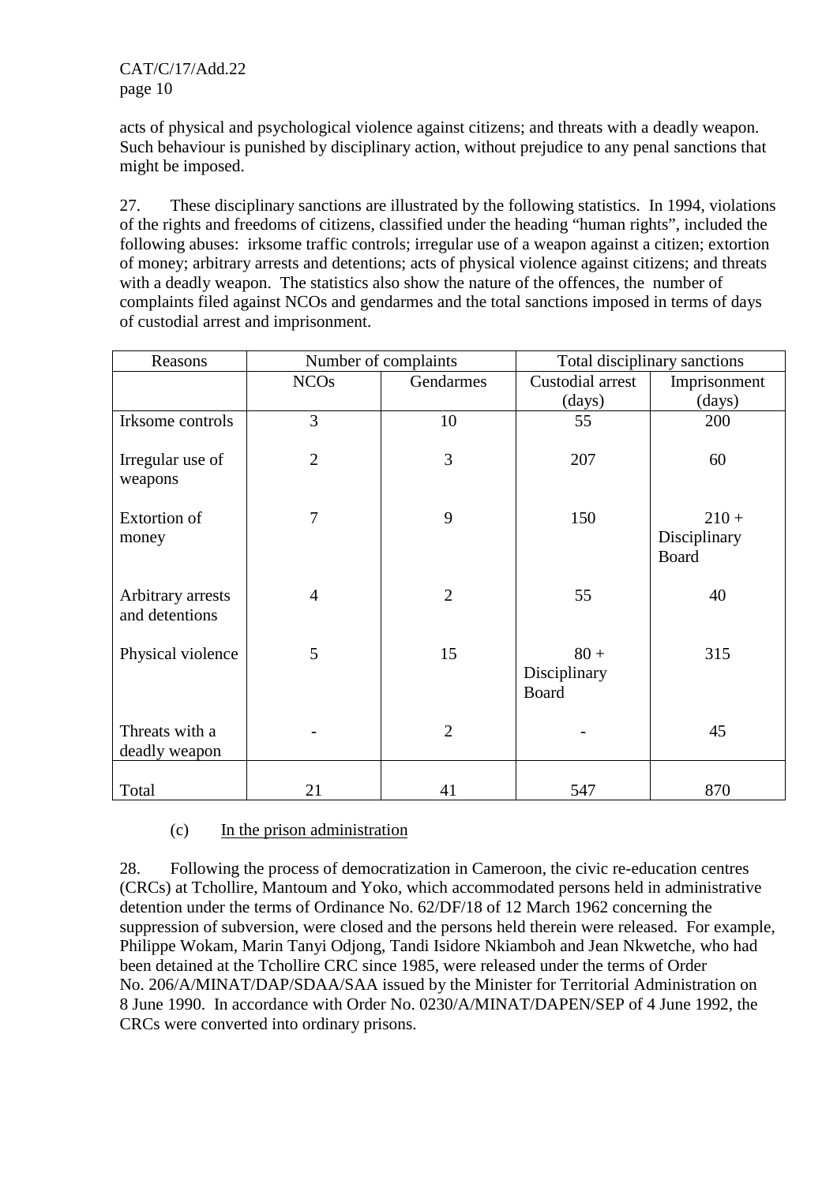acts of physical and psychological violence against citizens; and threats with a deadly weapon. Such behaviour is punished by disciplinary action, without prejudice to any penal sanctions that might be imposed.

27. These disciplinary sanctions are illustrated by the following statistics. In 1994, violations of the rights and freedoms of citizens, classified under the heading "human rights", included the following abuses: irksome traffic controls; irregular use of a weapon against a citizen; extortion of money; arbitrary arrests and detentions; acts of physical violence against citizens; and threats with a deadly weapon. The statistics also show the nature of the offences, the number of complaints filed against NCOs and gendarmes and the total sanctions imposed in terms of days of custodial arrest and imprisonment.

| Reasons | Number of complaints | | Total disciplinary sanctions | |
|---|---|---|---|---|
| | NCOs | Gendarmes | Custodial arrest (days) | Imprisonment (days) |
| Irksome controls | 3 | 10 | 55 | 200 |
| Irregular use of weapons | 2 | 3 | 207 | 60 |
| Extortion of money | 7 | 9 | 150 | 210 + Disciplinary Board |
| Arbitrary arrests and detentions | 4 | 2 | 55 | 40 |
| Physical violence | 5 | 15 | 80 + Disciplinary Board | 315 |
| Threats with a deadly weapon | - | 2 | - | 45 |
| Total | 21 | 41 | 547 | 870 |

(c) <u>In the prison administration</u>

28. Following the process of democratization in Cameroon, the civic re-education centres (CRCs) at Tchollire, Mantoum and Yoko, which accommodated persons held in administrative detention under the terms of Ordinance No. 62/DF/18 of 12 March 1962 concerning the suppression of subversion, were closed and the persons held therein were released. For example, Philippe Wokam, Marin Tanyi Odjong, Tandi Isidore Nkiamboh and Jean Nkwetche, who had been detained at the Tchollire CRC since 1985, were released under the terms of Order No. 206/A/MINAT/DAP/SDAA/SAA issued by the Minister for Territorial Administration on 8 June 1990. In accordance with Order No. 0230/A/MINAT/DAPEN/SEP of 4 June 1992, the CRCs were converted into ordinary prisons.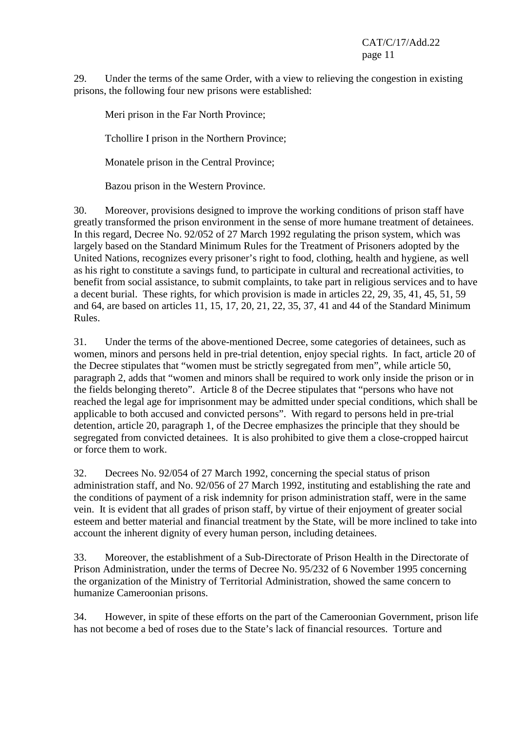29. Under the terms of the same Order, with a view to relieving the congestion in existing prisons, the following four new prisons were established:

Meri prison in the Far North Province;

Tchollire I prison in the Northern Province;

Monatele prison in the Central Province;

Bazou prison in the Western Province.

30. Moreover, provisions designed to improve the working conditions of prison staff have greatly transformed the prison environment in the sense of more humane treatment of detainees. In this regard, Decree No. 92/052 of 27 March 1992 regulating the prison system, which was largely based on the Standard Minimum Rules for the Treatment of Prisoners adopted by the United Nations, recognizes every prisoner's right to food, clothing, health and hygiene, as well as his right to constitute a savings fund, to participate in cultural and recreational activities, to benefit from social assistance, to submit complaints, to take part in religious services and to have a decent burial. These rights, for which provision is made in articles 22, 29, 35, 41, 45, 51, 59 and 64, are based on articles 11, 15, 17, 20, 21, 22, 35, 37, 41 and 44 of the Standard Minimum Rules.

31. Under the terms of the above-mentioned Decree, some categories of detainees, such as women, minors and persons held in pre-trial detention, enjoy special rights. In fact, article 20 of the Decree stipulates that "women must be strictly segregated from men", while article 50, paragraph 2, adds that "women and minors shall be required to work only inside the prison or in the fields belonging thereto". Article 8 of the Decree stipulates that "persons who have not reached the legal age for imprisonment may be admitted under special conditions, which shall be applicable to both accused and convicted persons". With regard to persons held in pre-trial detention, article 20, paragraph 1, of the Decree emphasizes the principle that they should be segregated from convicted detainees. It is also prohibited to give them a close-cropped haircut or force them to work.

32. Decrees No. 92/054 of 27 March 1992, concerning the special status of prison administration staff, and No. 92/056 of 27 March 1992, instituting and establishing the rate and the conditions of payment of a risk indemnity for prison administration staff, were in the same vein. It is evident that all grades of prison staff, by virtue of their enjoyment of greater social esteem and better material and financial treatment by the State, will be more inclined to take into account the inherent dignity of every human person, including detainees.

33. Moreover, the establishment of a Sub-Directorate of Prison Health in the Directorate of Prison Administration, under the terms of Decree No. 95/232 of 6 November 1995 concerning the organization of the Ministry of Territorial Administration, showed the same concern to humanize Cameroonian prisons.

34. However, in spite of these efforts on the part of the Cameroonian Government, prison life has not become a bed of roses due to the State's lack of financial resources. Torture and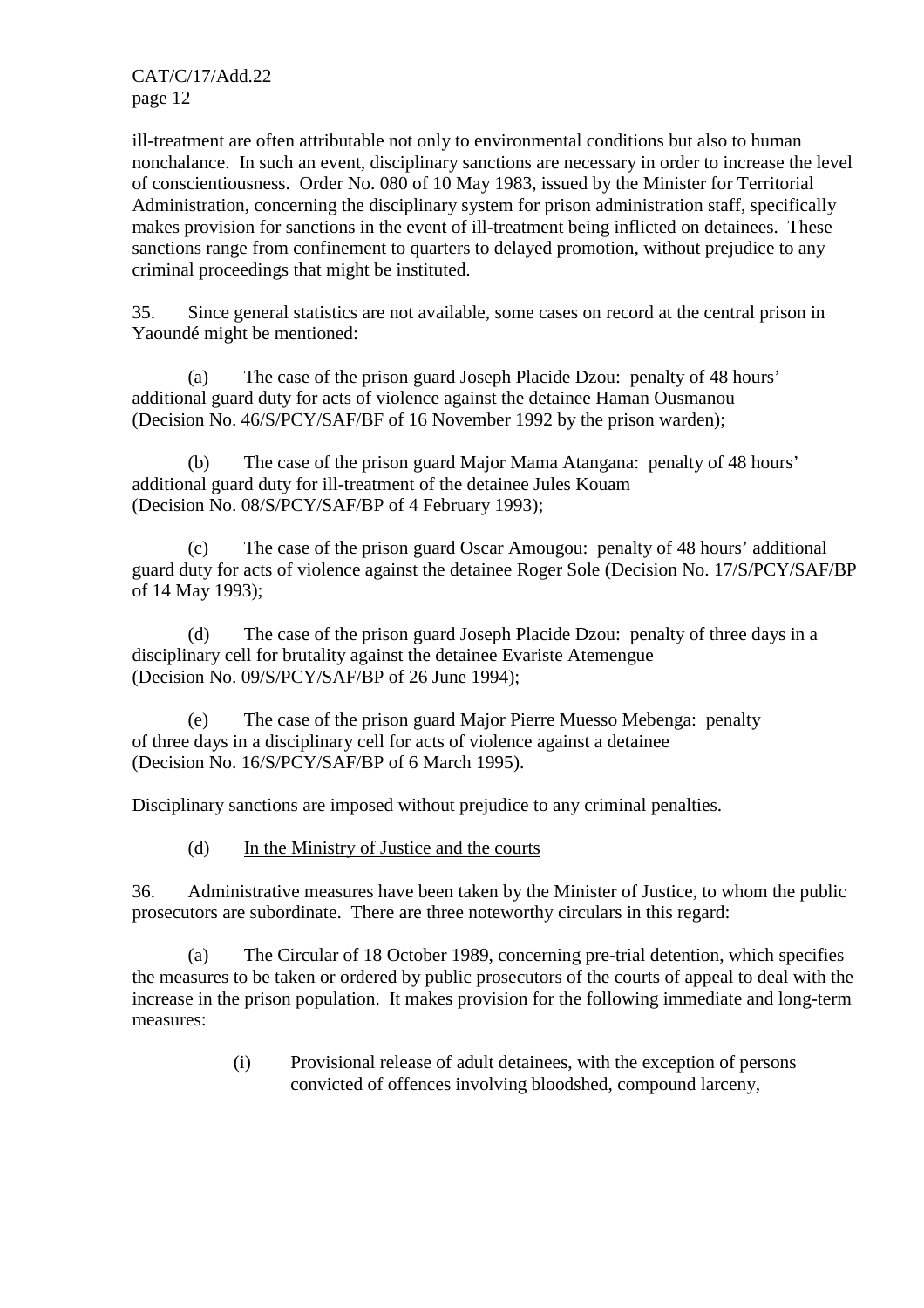ill-treatment are often attributable not only to environmental conditions but also to human nonchalance. In such an event, disciplinary sanctions are necessary in order to increase the level of conscientiousness. Order No. 080 of 10 May 1983, issued by the Minister for Territorial Administration, concerning the disciplinary system for prison administration staff, specifically makes provision for sanctions in the event of ill-treatment being inflicted on detainees. These sanctions range from confinement to quarters to delayed promotion, without prejudice to any criminal proceedings that might be instituted.

35. Since general statistics are not available, some cases on record at the central prison in Yaoundé might be mentioned:

(a) The case of the prison guard Joseph Placide Dzou: penalty of 48 hours' additional guard duty for acts of violence against the detainee Haman Ousmanou (Decision No. 46/S/PCY/SAF/BF of 16 November 1992 by the prison warden);

(b) The case of the prison guard Major Mama Atangana: penalty of 48 hours' additional guard duty for ill-treatment of the detainee Jules Kouam (Decision No. 08/S/PCY/SAF/BP of 4 February 1993);

(c) The case of the prison guard Oscar Amougou: penalty of 48 hours' additional guard duty for acts of violence against the detainee Roger Sole (Decision No. 17/S/PCY/SAF/BP of 14 May 1993);

(d) The case of the prison guard Joseph Placide Dzou: penalty of three days in a disciplinary cell for brutality against the detainee Evariste Atemengue (Decision No. 09/S/PCY/SAF/BP of 26 June 1994);

(e) The case of the prison guard Major Pierre Muesso Mebenga: penalty of three days in a disciplinary cell for acts of violence against a detainee (Decision No. 16/S/PCY/SAF/BP of 6 March 1995).

Disciplinary sanctions are imposed without prejudice to any criminal penalties.

(d) <u>In the Ministry of Justice and the courts</u>

36. Administrative measures have been taken by the Minister of Justice, to whom the public prosecutors are subordinate. There are three noteworthy circulars in this regard:

(a) The Circular of 18 October 1989, concerning pre-trial detention, which specifies the measures to be taken or ordered by public prosecutors of the courts of appeal to deal with the increase in the prison population. It makes provision for the following immediate and long-term measures:

(i) Provisional release of adult detainees, with the exception of persons convicted of offences involving bloodshed, compound larceny,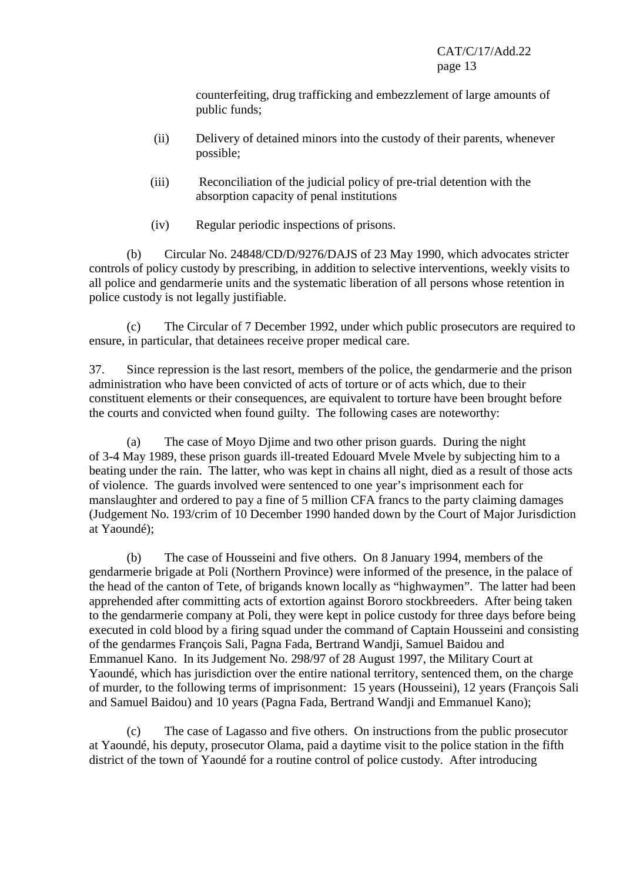counterfeiting, drug trafficking and embezzlement of large amounts of public funds;

(ii) Delivery of detained minors into the custody of their parents, whenever possible;

(iii) Reconciliation of the judicial policy of pre-trial detention with the absorption capacity of penal institutions

(iv) Regular periodic inspections of prisons.

(b) Circular No. 24848/CD/D/9276/DAJS of 23 May 1990, which advocates stricter controls of policy custody by prescribing, in addition to selective interventions, weekly visits to all police and gendarmerie units and the systematic liberation of all persons whose retention in police custody is not legally justifiable.

(c) The Circular of 7 December 1992, under which public prosecutors are required to ensure, in particular, that detainees receive proper medical care.

37. Since repression is the last resort, members of the police, the gendarmerie and the prison administration who have been convicted of acts of torture or of acts which, due to their constituent elements or their consequences, are equivalent to torture have been brought before the courts and convicted when found guilty. The following cases are noteworthy:

(a) The case of Moyo Djime and two other prison guards. During the night of 3-4 May 1989, these prison guards ill-treated Edouard Mvele Mvele by subjecting him to a beating under the rain. The latter, who was kept in chains all night, died as a result of those acts of violence. The guards involved were sentenced to one year's imprisonment each for manslaughter and ordered to pay a fine of 5 million CFA francs to the party claiming damages (Judgement No. 193/crim of 10 December 1990 handed down by the Court of Major Jurisdiction at Yaoundé);

(b) The case of Housseini and five others. On 8 January 1994, members of the gendarmerie brigade at Poli (Northern Province) were informed of the presence, in the palace of the head of the canton of Tete, of brigands known locally as "highwaymen". The latter had been apprehended after committing acts of extortion against Bororo stockbreeders. After being taken to the gendarmerie company at Poli, they were kept in police custody for three days before being executed in cold blood by a firing squad under the command of Captain Housseini and consisting of the gendarmes François Sali, Pagna Fada, Bertrand Wandji, Samuel Baidou and Emmanuel Kano. In its Judgement No. 298/97 of 28 August 1997, the Military Court at Yaoundé, which has jurisdiction over the entire national territory, sentenced them, on the charge of murder, to the following terms of imprisonment: 15 years (Housseini), 12 years (François Sali and Samuel Baidou) and 10 years (Pagna Fada, Bertrand Wandji and Emmanuel Kano);

(c) The case of Lagasso and five others. On instructions from the public prosecutor at Yaoundé, his deputy, prosecutor Olama, paid a daytime visit to the police station in the fifth district of the town of Yaoundé for a routine control of police custody. After introducing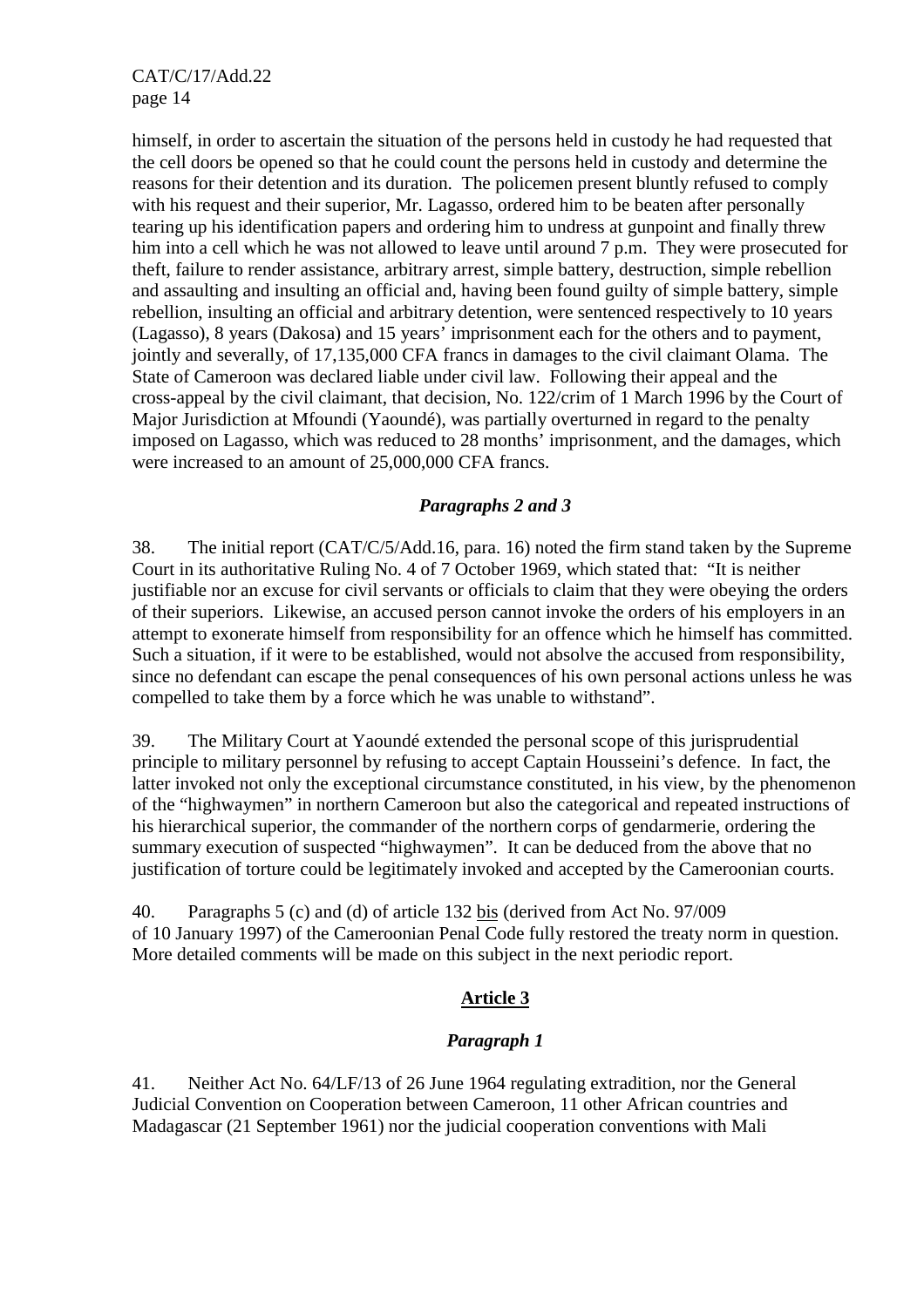himself, in order to ascertain the situation of the persons held in custody he had requested that the cell doors be opened so that he could count the persons held in custody and determine the reasons for their detention and its duration. The policemen present bluntly refused to comply with his request and their superior, Mr. Lagasso, ordered him to be beaten after personally tearing up his identification papers and ordering him to undress at gunpoint and finally threw him into a cell which he was not allowed to leave until around 7 p.m. They were prosecuted for theft, failure to render assistance, arbitrary arrest, simple battery, destruction, simple rebellion and assaulting and insulting an official and, having been found guilty of simple battery, simple rebellion, insulting an official and arbitrary detention, were sentenced respectively to 10 years (Lagasso), 8 years (Dakosa) and 15 years' imprisonment each for the others and to payment, jointly and severally, of 17,135,000 CFA francs in damages to the civil claimant Olama. The State of Cameroon was declared liable under civil law. Following their appeal and the cross-appeal by the civil claimant, that decision, No. 122/crim of 1 March 1996 by the Court of Major Jurisdiction at Mfoundi (Yaoundé), was partially overturned in regard to the penalty imposed on Lagasso, which was reduced to 28 months' imprisonment, and the damages, which were increased to an amount of 25,000,000 CFA francs.

### *Paragraphs 2 and 3*

38. The initial report (CAT/C/5/Add.16, para. 16) noted the firm stand taken by the Supreme Court in its authoritative Ruling No. 4 of 7 October 1969, which stated that: "It is neither justifiable nor an excuse for civil servants or officials to claim that they were obeying the orders of their superiors. Likewise, an accused person cannot invoke the orders of his employers in an attempt to exonerate himself from responsibility for an offence which he himself has committed. Such a situation, if it were to be established, would not absolve the accused from responsibility, since no defendant can escape the penal consequences of his own personal actions unless he was compelled to take them by a force which he was unable to withstand".

39. The Military Court at Yaoundé extended the personal scope of this jurisprudential principle to military personnel by refusing to accept Captain Housseini's defence. In fact, the latter invoked not only the exceptional circumstance constituted, in his view, by the phenomenon of the "highwaymen" in northern Cameroon but also the categorical and repeated instructions of his hierarchical superior, the commander of the northern corps of gendarmerie, ordering the summary execution of suspected "highwaymen". It can be deduced from the above that no justification of torture could be legitimately invoked and accepted by the Cameroonian courts.

40. Paragraphs 5 (c) and (d) of article 132 bis (derived from Act No. 97/009 of 10 January 1997) of the Cameroonian Penal Code fully restored the treaty norm in question. More detailed comments will be made on this subject in the next periodic report.

## Article 3

### *Paragraph 1*

41. Neither Act No. 64/LF/13 of 26 June 1964 regulating extradition, nor the General Judicial Convention on Cooperation between Cameroon, 11 other African countries and Madagascar (21 September 1961) nor the judicial cooperation conventions with Mali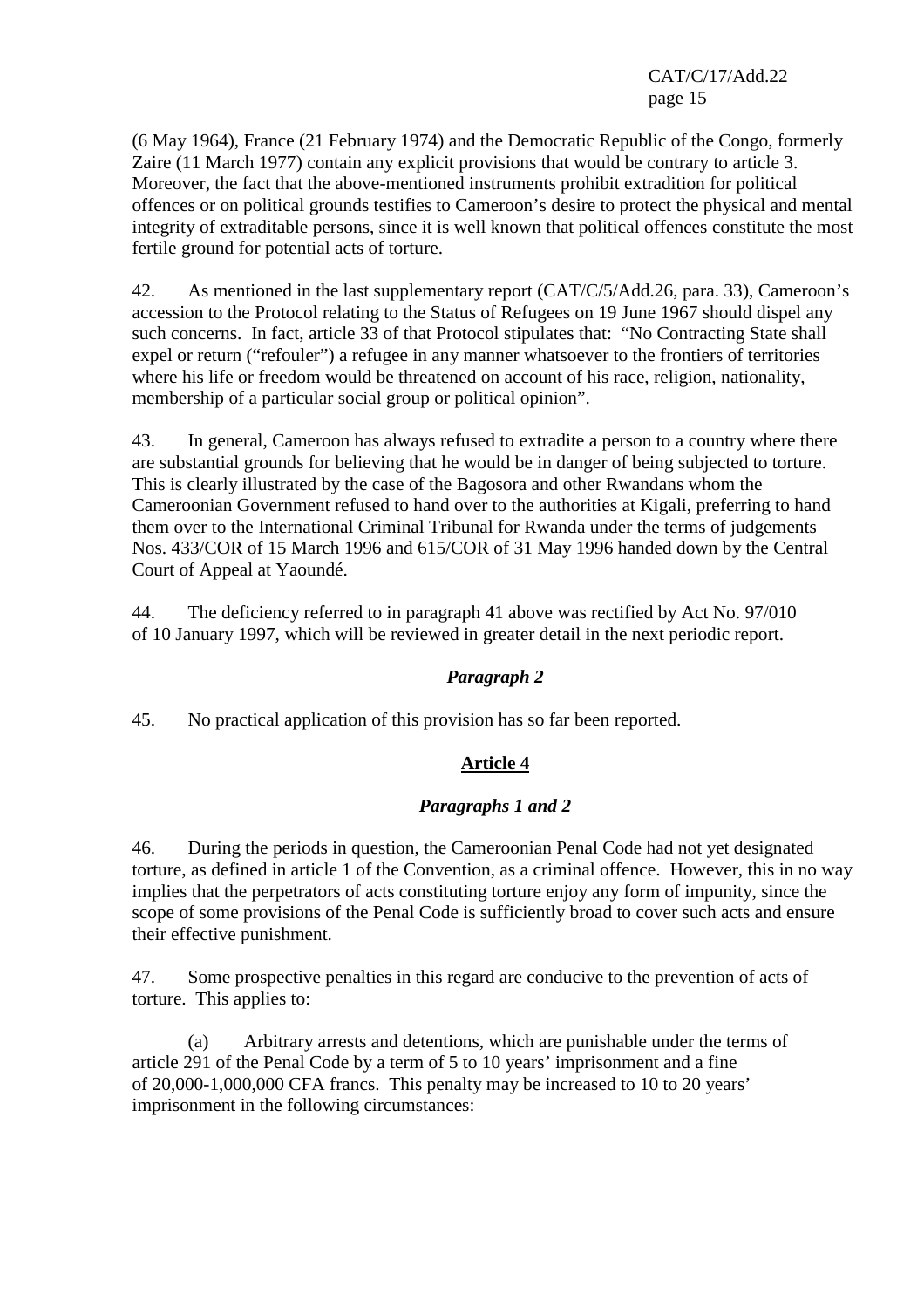(6 May 1964), France (21 February 1974) and the Democratic Republic of the Congo, formerly Zaire (11 March 1977) contain any explicit provisions that would be contrary to article 3. Moreover, the fact that the above-mentioned instruments prohibit extradition for political offences or on political grounds testifies to Cameroon's desire to protect the physical and mental integrity of extraditable persons, since it is well known that political offences constitute the most fertile ground for potential acts of torture.

42. As mentioned in the last supplementary report (CAT/C/5/Add.26, para. 33), Cameroon's accession to the Protocol relating to the Status of Refugees on 19 June 1967 should dispel any such concerns. In fact, article 33 of that Protocol stipulates that: "No Contracting State shall expel or return ("refouler") a refugee in any manner whatsoever to the frontiers of territories where his life or freedom would be threatened on account of his race, religion, nationality, membership of a particular social group or political opinion".

43. In general, Cameroon has always refused to extradite a person to a country where there are substantial grounds for believing that he would be in danger of being subjected to torture. This is clearly illustrated by the case of the Bagosora and other Rwandans whom the Cameroonian Government refused to hand over to the authorities at Kigali, preferring to hand them over to the International Criminal Tribunal for Rwanda under the terms of judgements Nos. 433/COR of 15 March 1996 and 615/COR of 31 May 1996 handed down by the Central Court of Appeal at Yaoundé.

44. The deficiency referred to in paragraph 41 above was rectified by Act No. 97/010 of 10 January 1997, which will be reviewed in greater detail in the next periodic report.

### *Paragraph 2*

45. No practical application of this provision has so far been reported.

## Article 4

### *Paragraphs 1 and 2*

46. During the periods in question, the Cameroonian Penal Code had not yet designated torture, as defined in article 1 of the Convention, as a criminal offence. However, this in no way implies that the perpetrators of acts constituting torture enjoy any form of impunity, since the scope of some provisions of the Penal Code is sufficiently broad to cover such acts and ensure their effective punishment.

47. Some prospective penalties in this regard are conducive to the prevention of acts of torture. This applies to:

(a) Arbitrary arrests and detentions, which are punishable under the terms of article 291 of the Penal Code by a term of 5 to 10 years' imprisonment and a fine of 20,000-1,000,000 CFA francs. This penalty may be increased to 10 to 20 years' imprisonment in the following circumstances: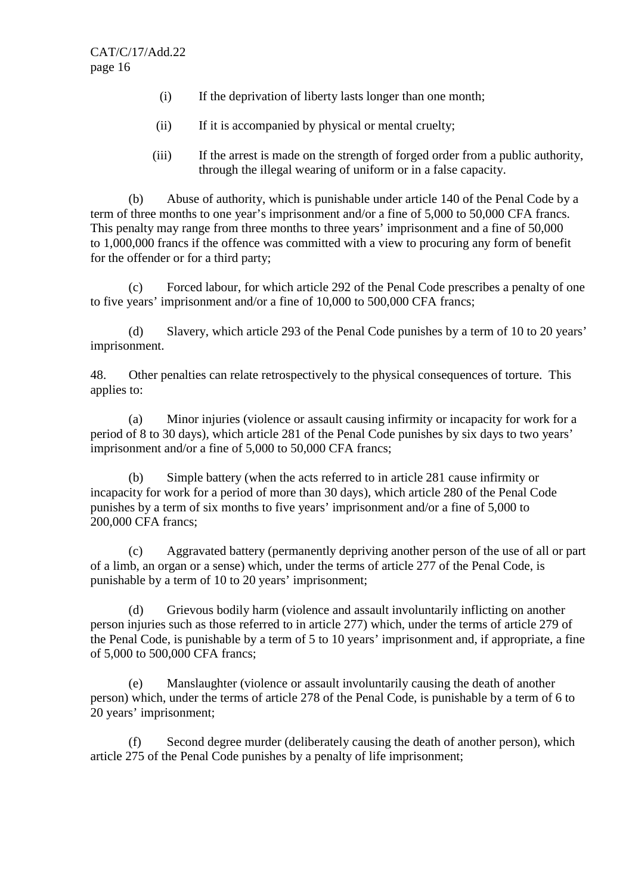(i) If the deprivation of liberty lasts longer than one month;

(ii) If it is accompanied by physical or mental cruelty;

(iii) If the arrest is made on the strength of forged order from a public authority, through the illegal wearing of uniform or in a false capacity.

(b) Abuse of authority, which is punishable under article 140 of the Penal Code by a term of three months to one year's imprisonment and/or a fine of 5,000 to 50,000 CFA francs. This penalty may range from three months to three years' imprisonment and a fine of 50,000 to 1,000,000 francs if the offence was committed with a view to procuring any form of benefit for the offender or for a third party;

(c) Forced labour, for which article 292 of the Penal Code prescribes a penalty of one to five years' imprisonment and/or a fine of 10,000 to 500,000 CFA francs;

(d) Slavery, which article 293 of the Penal Code punishes by a term of 10 to 20 years' imprisonment.

48. Other penalties can relate retrospectively to the physical consequences of torture. This applies to:

(a) Minor injuries (violence or assault causing infirmity or incapacity for work for a period of 8 to 30 days), which article 281 of the Penal Code punishes by six days to two years' imprisonment and/or a fine of 5,000 to 50,000 CFA francs;

(b) Simple battery (when the acts referred to in article 281 cause infirmity or incapacity for work for a period of more than 30 days), which article 280 of the Penal Code punishes by a term of six months to five years' imprisonment and/or a fine of 5,000 to 200,000 CFA francs;

(c) Aggravated battery (permanently depriving another person of the use of all or part of a limb, an organ or a sense) which, under the terms of article 277 of the Penal Code, is punishable by a term of 10 to 20 years' imprisonment;

(d) Grievous bodily harm (violence and assault involuntarily inflicting on another person injuries such as those referred to in article 277) which, under the terms of article 279 of the Penal Code, is punishable by a term of 5 to 10 years' imprisonment and, if appropriate, a fine of 5,000 to 500,000 CFA francs;

(e) Manslaughter (violence or assault involuntarily causing the death of another person) which, under the terms of article 278 of the Penal Code, is punishable by a term of 6 to 20 years' imprisonment;

(f) Second degree murder (deliberately causing the death of another person), which article 275 of the Penal Code punishes by a penalty of life imprisonment;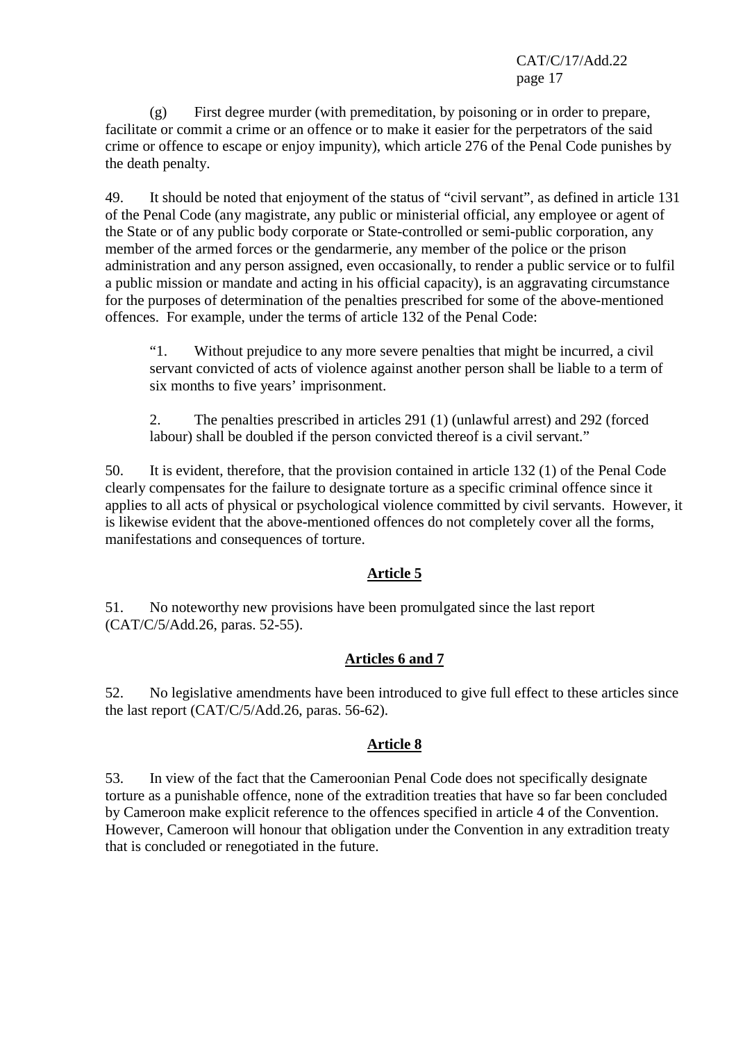(g) First degree murder (with premeditation, by poisoning or in order to prepare, facilitate or commit a crime or an offence or to make it easier for the perpetrators of the said crime or offence to escape or enjoy impunity), which article 276 of the Penal Code punishes by the death penalty.

49. It should be noted that enjoyment of the status of "civil servant", as defined in article 131 of the Penal Code (any magistrate, any public or ministerial official, any employee or agent of the State or of any public body corporate or State-controlled or semi-public corporation, any member of the armed forces or the gendarmerie, any member of the police or the prison administration and any person assigned, even occasionally, to render a public service or to fulfil a public mission or mandate and acting in his official capacity), is an aggravating circumstance for the purposes of determination of the penalties prescribed for some of the above-mentioned offences. For example, under the terms of article 132 of the Penal Code:

> "1. Without prejudice to any more severe penalties that might be incurred, a civil servant convicted of acts of violence against another person shall be liable to a term of six months to five years' imprisonment.
>
> 2. The penalties prescribed in articles 291 (1) (unlawful arrest) and 292 (forced labour) shall be doubled if the person convicted thereof is a civil servant."

50. It is evident, therefore, that the provision contained in article 132 (1) of the Penal Code clearly compensates for the failure to designate torture as a specific criminal offence since it applies to all acts of physical or psychological violence committed by civil servants. However, it is likewise evident that the above-mentioned offences do not completely cover all the forms, manifestations and consequences of torture.

## Article 5

51. No noteworthy new provisions have been promulgated since the last report (CAT/C/5/Add.26, paras. 52-55).

## Articles 6 and 7

52. No legislative amendments have been introduced to give full effect to these articles since the last report (CAT/C/5/Add.26, paras. 56-62).

## Article 8

53. In view of the fact that the Cameroonian Penal Code does not specifically designate torture as a punishable offence, none of the extradition treaties that have so far been concluded by Cameroon make explicit reference to the offences specified in article 4 of the Convention. However, Cameroon will honour that obligation under the Convention in any extradition treaty that is concluded or renegotiated in the future.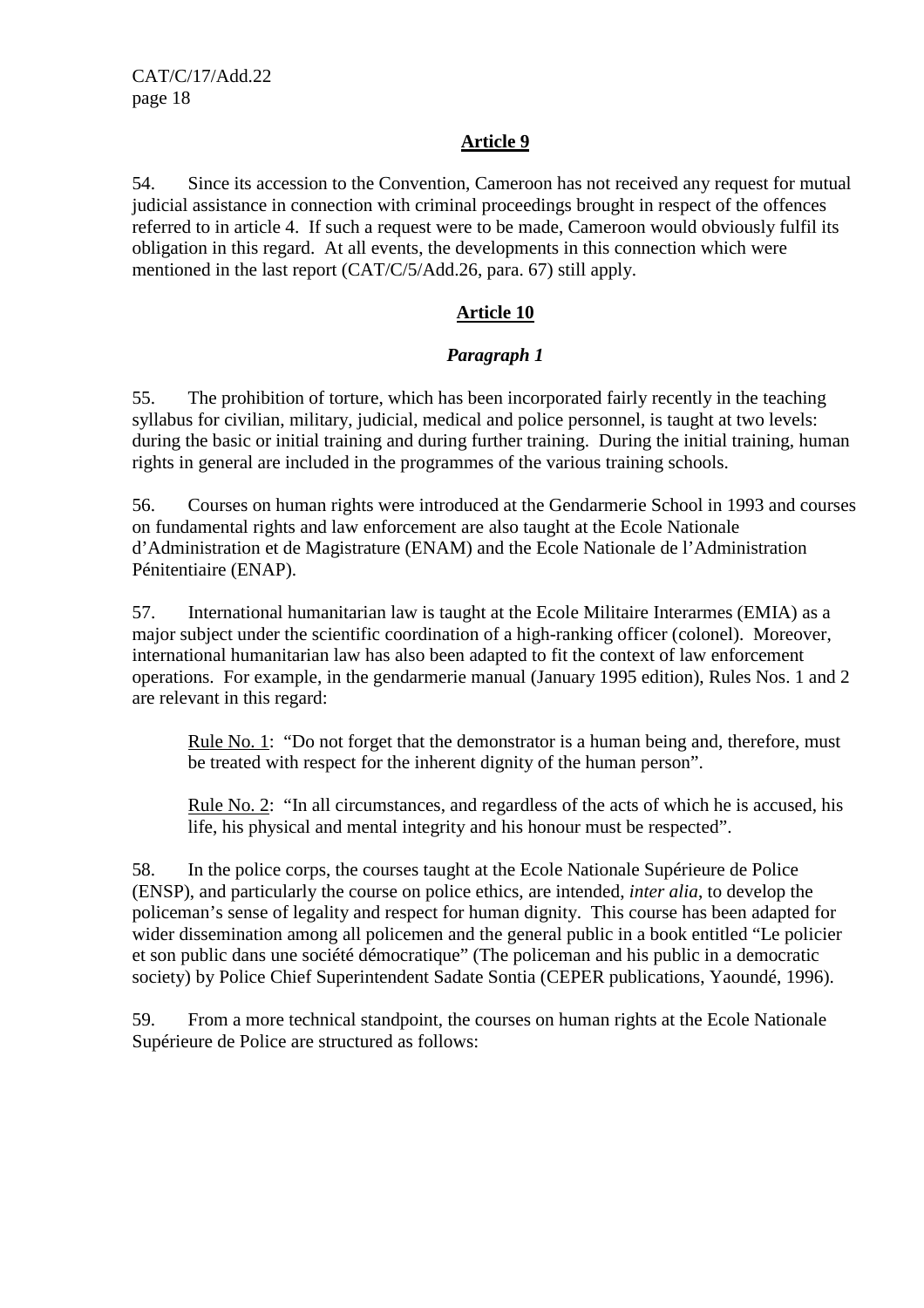## Article 9

54. Since its accession to the Convention, Cameroon has not received any request for mutual judicial assistance in connection with criminal proceedings brought in respect of the offences referred to in article 4. If such a request were to be made, Cameroon would obviously fulfil its obligation in this regard. At all events, the developments in this connection which were mentioned in the last report (CAT/C/5/Add.26, para. 67) still apply.

## Article 10

### *Paragraph 1*

55. The prohibition of torture, which has been incorporated fairly recently in the teaching syllabus for civilian, military, judicial, medical and police personnel, is taught at two levels: during the basic or initial training and during further training. During the initial training, human rights in general are included in the programmes of the various training schools.

56. Courses on human rights were introduced at the Gendarmerie School in 1993 and courses on fundamental rights and law enforcement are also taught at the Ecole Nationale d'Administration et de Magistrature (ENAM) and the Ecole Nationale de l'Administration Pénitentiaire (ENAP).

57. International humanitarian law is taught at the Ecole Militaire Interarmes (EMIA) as a major subject under the scientific coordination of a high-ranking officer (colonel). Moreover, international humanitarian law has also been adapted to fit the context of law enforcement operations. For example, in the gendarmerie manual (January 1995 edition), Rules Nos. 1 and 2 are relevant in this regard:

> Rule No. 1: "Do not forget that the demonstrator is a human being and, therefore, must be treated with respect for the inherent dignity of the human person".
>
> Rule No. 2: "In all circumstances, and regardless of the acts of which he is accused, his life, his physical and mental integrity and his honour must be respected".

58. In the police corps, the courses taught at the Ecole Nationale Supérieure de Police (ENSP), and particularly the course on police ethics, are intended, *inter alia*, to develop the policeman's sense of legality and respect for human dignity. This course has been adapted for wider dissemination among all policemen and the general public in a book entitled "Le policier et son public dans une société démocratique" (The policeman and his public in a democratic society) by Police Chief Superintendent Sadate Sontia (CEPER publications, Yaoundé, 1996).

59. From a more technical standpoint, the courses on human rights at the Ecole Nationale Supérieure de Police are structured as follows: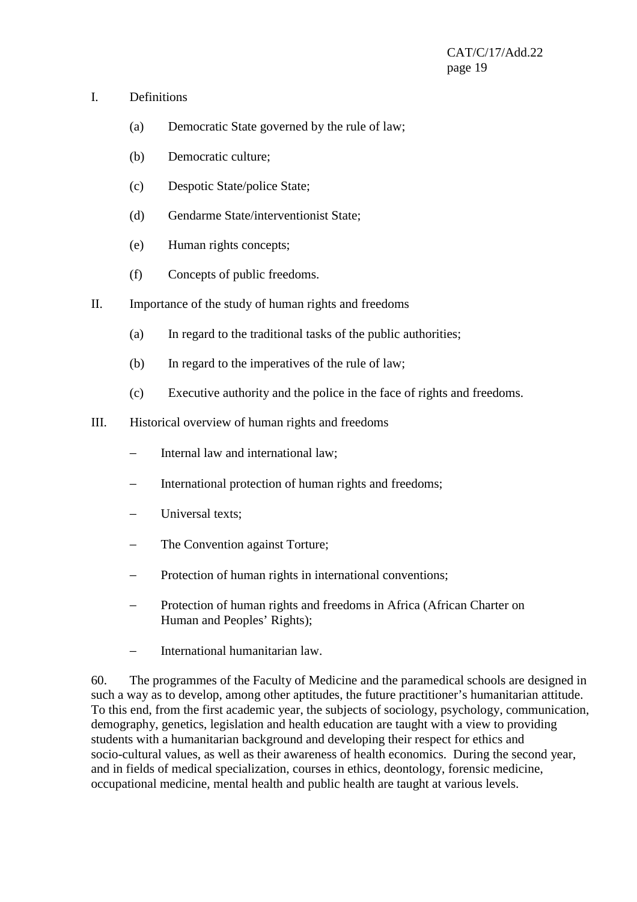I. Definitions

(a) Democratic State governed by the rule of law;

(b) Democratic culture;

(c) Despotic State/police State;

(d) Gendarme State/interventionist State;

(e) Human rights concepts;

(f) Concepts of public freedoms.

II. Importance of the study of human rights and freedoms

(a) In regard to the traditional tasks of the public authorities;

(b) In regard to the imperatives of the rule of law;

(c) Executive authority and the police in the face of rights and freedoms.

III. Historical overview of human rights and freedoms

- Internal law and international law;
- International protection of human rights and freedoms;
- Universal texts;
- The Convention against Torture;
- Protection of human rights in international conventions;
- Protection of human rights and freedoms in Africa (African Charter on Human and Peoples' Rights);
- International humanitarian law.

60. The programmes of the Faculty of Medicine and the paramedical schools are designed in such a way as to develop, among other aptitudes, the future practitioner's humanitarian attitude. To this end, from the first academic year, the subjects of sociology, psychology, communication, demography, genetics, legislation and health education are taught with a view to providing students with a humanitarian background and developing their respect for ethics and socio-cultural values, as well as their awareness of health economics. During the second year, and in fields of medical specialization, courses in ethics, deontology, forensic medicine, occupational medicine, mental health and public health are taught at various levels.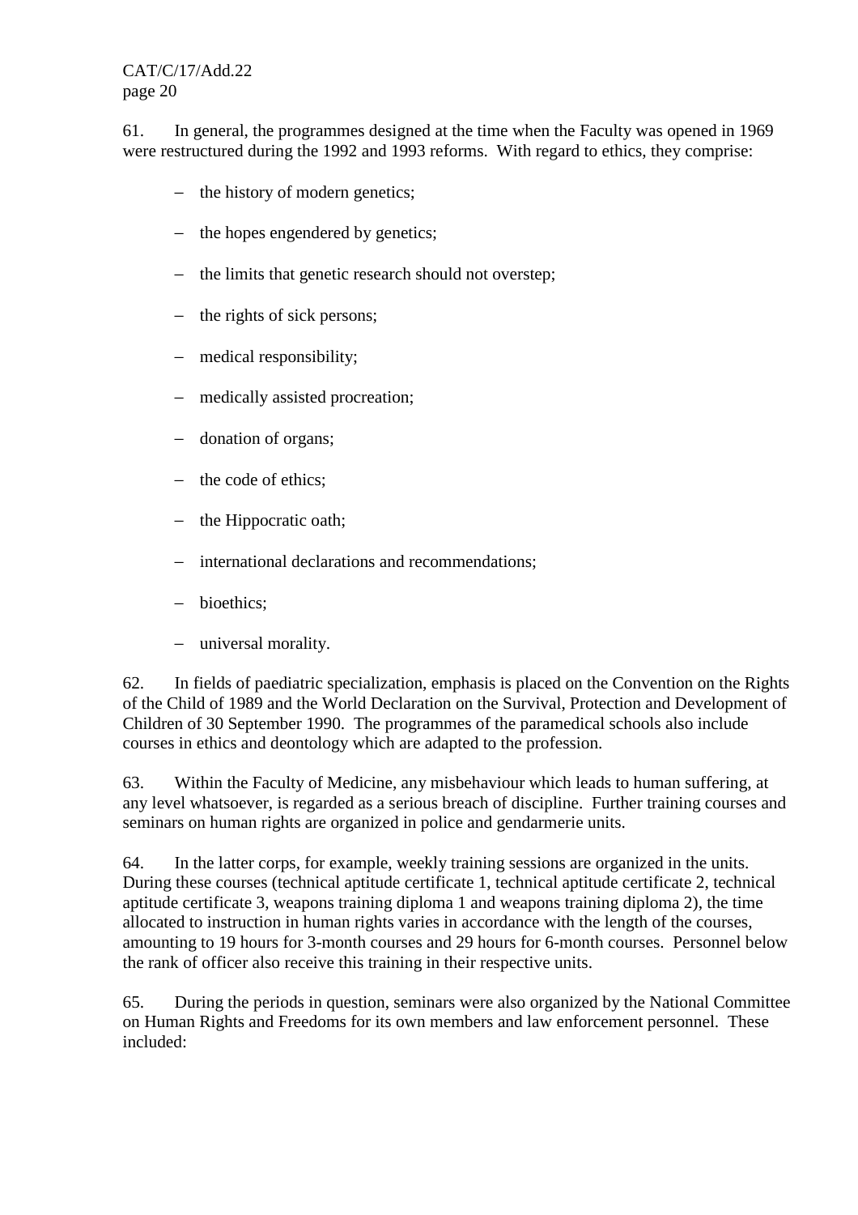61. In general, the programmes designed at the time when the Faculty was opened in 1969 were restructured during the 1992 and 1993 reforms. With regard to ethics, they comprise:

- the history of modern genetics;
- the hopes engendered by genetics;
- the limits that genetic research should not overstep;
- the rights of sick persons;
- medical responsibility;
- medically assisted procreation;
- donation of organs;
- the code of ethics;
- the Hippocratic oath;
- international declarations and recommendations;
- bioethics;
- universal morality.

62. In fields of paediatric specialization, emphasis is placed on the Convention on the Rights of the Child of 1989 and the World Declaration on the Survival, Protection and Development of Children of 30 September 1990. The programmes of the paramedical schools also include courses in ethics and deontology which are adapted to the profession.

63. Within the Faculty of Medicine, any misbehaviour which leads to human suffering, at any level whatsoever, is regarded as a serious breach of discipline. Further training courses and seminars on human rights are organized in police and gendarmerie units.

64. In the latter corps, for example, weekly training sessions are organized in the units. During these courses (technical aptitude certificate 1, technical aptitude certificate 2, technical aptitude certificate 3, weapons training diploma 1 and weapons training diploma 2), the time allocated to instruction in human rights varies in accordance with the length of the courses, amounting to 19 hours for 3-month courses and 29 hours for 6-month courses. Personnel below the rank of officer also receive this training in their respective units.

65. During the periods in question, seminars were also organized by the National Committee on Human Rights and Freedoms for its own members and law enforcement personnel. These included: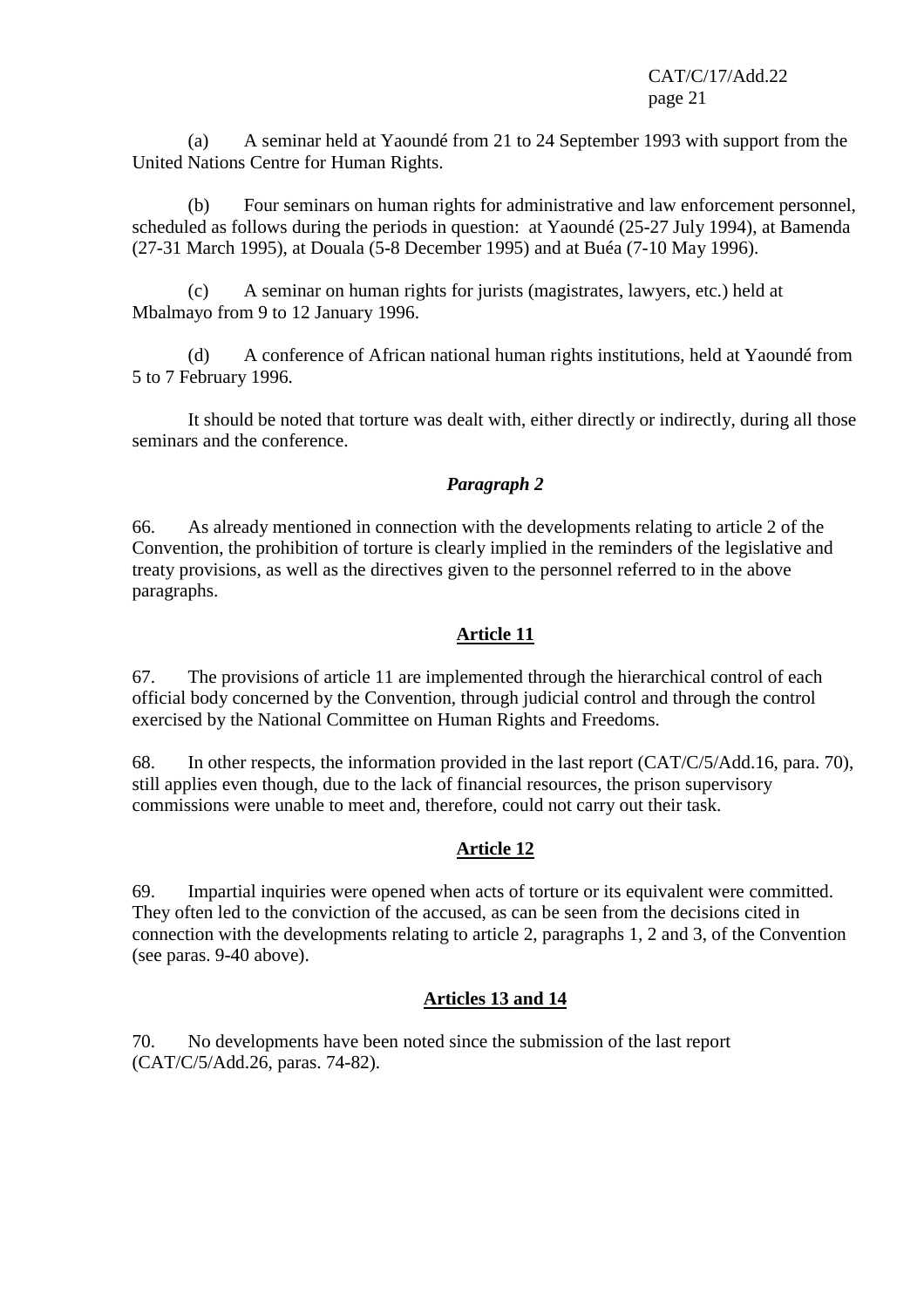(a) A seminar held at Yaoundé from 21 to 24 September 1993 with support from the United Nations Centre for Human Rights.

(b) Four seminars on human rights for administrative and law enforcement personnel, scheduled as follows during the periods in question: at Yaoundé (25-27 July 1994), at Bamenda (27-31 March 1995), at Douala (5-8 December 1995) and at Buéa (7-10 May 1996).

(c) A seminar on human rights for jurists (magistrates, lawyers, etc.) held at Mbalmayo from 9 to 12 January 1996.

(d) A conference of African national human rights institutions, held at Yaoundé from 5 to 7 February 1996.

It should be noted that torture was dealt with, either directly or indirectly, during all those seminars and the conference.

### *Paragraph 2*

66. As already mentioned in connection with the developments relating to article 2 of the Convention, the prohibition of torture is clearly implied in the reminders of the legislative and treaty provisions, as well as the directives given to the personnel referred to in the above paragraphs.

## Article 11

67. The provisions of article 11 are implemented through the hierarchical control of each official body concerned by the Convention, through judicial control and through the control exercised by the National Committee on Human Rights and Freedoms.

68. In other respects, the information provided in the last report (CAT/C/5/Add.16, para. 70), still applies even though, due to the lack of financial resources, the prison supervisory commissions were unable to meet and, therefore, could not carry out their task.

## Article 12

69. Impartial inquiries were opened when acts of torture or its equivalent were committed. They often led to the conviction of the accused, as can be seen from the decisions cited in connection with the developments relating to article 2, paragraphs 1, 2 and 3, of the Convention (see paras. 9-40 above).

## Articles 13 and 14

70. No developments have been noted since the submission of the last report (CAT/C/5/Add.26, paras. 74-82).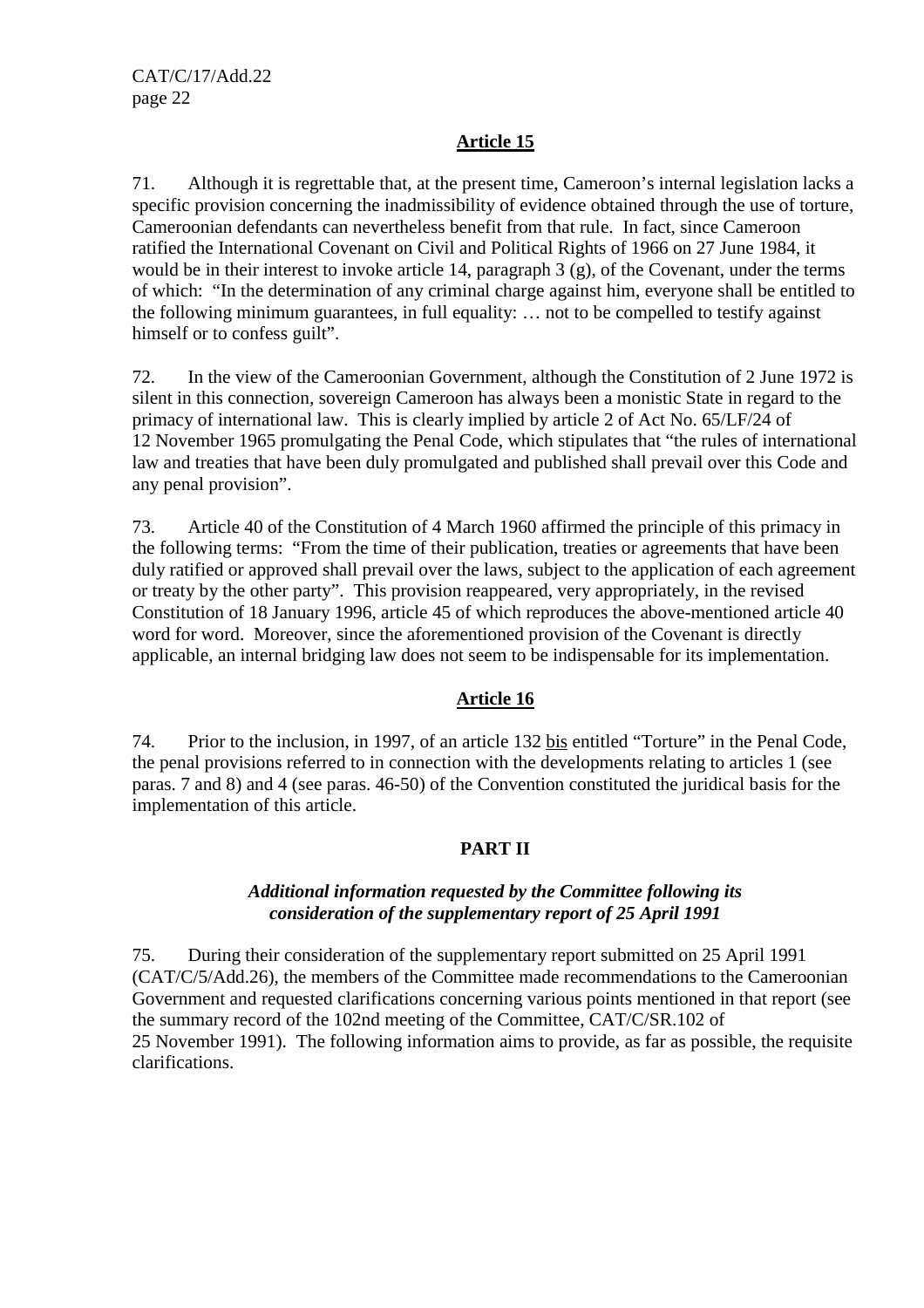## Article 15

71. Although it is regrettable that, at the present time, Cameroon's internal legislation lacks a specific provision concerning the inadmissibility of evidence obtained through the use of torture, Cameroonian defendants can nevertheless benefit from that rule. In fact, since Cameroon ratified the International Covenant on Civil and Political Rights of 1966 on 27 June 1984, it would be in their interest to invoke article 14, paragraph 3 (g), of the Covenant, under the terms of which: "In the determination of any criminal charge against him, everyone shall be entitled to the following minimum guarantees, in full equality: … not to be compelled to testify against himself or to confess guilt".

72. In the view of the Cameroonian Government, although the Constitution of 2 June 1972 is silent in this connection, sovereign Cameroon has always been a monistic State in regard to the primacy of international law. This is clearly implied by article 2 of Act No. 65/LF/24 of 12 November 1965 promulgating the Penal Code, which stipulates that "the rules of international law and treaties that have been duly promulgated and published shall prevail over this Code and any penal provision".

73. Article 40 of the Constitution of 4 March 1960 affirmed the principle of this primacy in the following terms: "From the time of their publication, treaties or agreements that have been duly ratified or approved shall prevail over the laws, subject to the application of each agreement or treaty by the other party". This provision reappeared, very appropriately, in the revised Constitution of 18 January 1996, article 45 of which reproduces the above-mentioned article 40 word for word. Moreover, since the aforementioned provision of the Covenant is directly applicable, an internal bridging law does not seem to be indispensable for its implementation.

## Article 16

74. Prior to the inclusion, in 1997, of an article 132 bis entitled "Torture" in the Penal Code, the penal provisions referred to in connection with the developments relating to articles 1 (see paras. 7 and 8) and 4 (see paras. 46-50) of the Convention constituted the juridical basis for the implementation of this article.

# PART II

### *Additional information requested by the Committee following its consideration of the supplementary report of 25 April 1991*

75. During their consideration of the supplementary report submitted on 25 April 1991 (CAT/C/5/Add.26), the members of the Committee made recommendations to the Cameroonian Government and requested clarifications concerning various points mentioned in that report (see the summary record of the 102nd meeting of the Committee, CAT/C/SR.102 of 25 November 1991). The following information aims to provide, as far as possible, the requisite clarifications.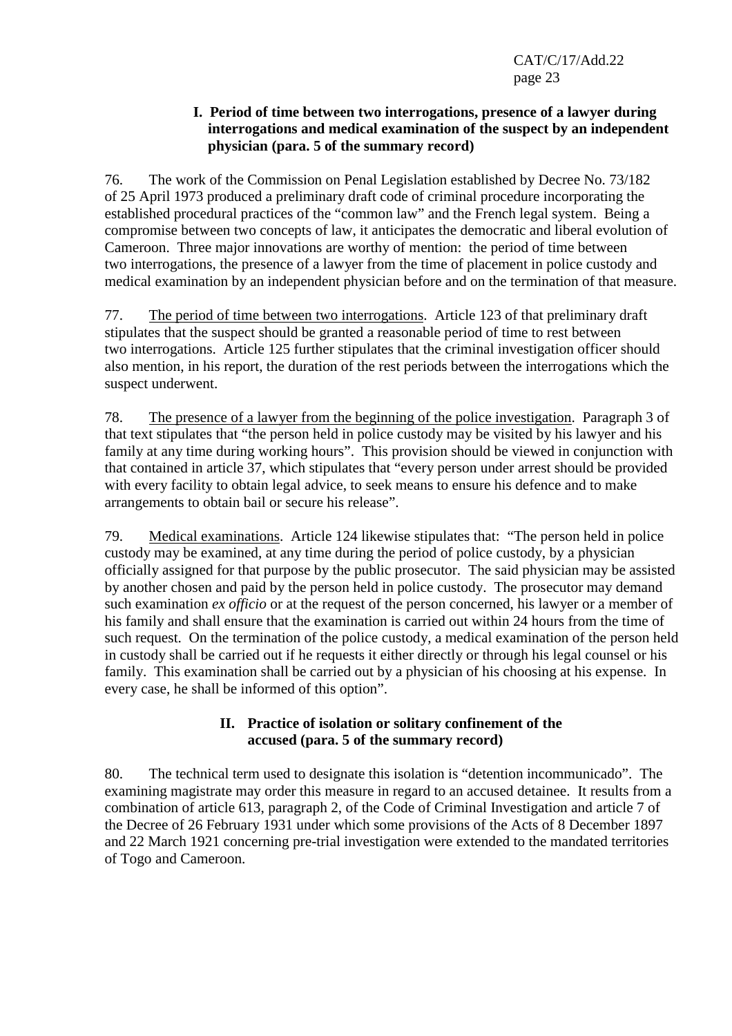### I. Period of time between two interrogations, presence of a lawyer during interrogations and medical examination of the suspect by an independent physician (para. 5 of the summary record)

76. The work of the Commission on Penal Legislation established by Decree No. 73/182 of 25 April 1973 produced a preliminary draft code of criminal procedure incorporating the established procedural practices of the "common law" and the French legal system. Being a compromise between two concepts of law, it anticipates the democratic and liberal evolution of Cameroon. Three major innovations are worthy of mention: the period of time between two interrogations, the presence of a lawyer from the time of placement in police custody and medical examination by an independent physician before and on the termination of that measure.

77. The period of time between two interrogations. Article 123 of that preliminary draft stipulates that the suspect should be granted a reasonable period of time to rest between two interrogations. Article 125 further stipulates that the criminal investigation officer should also mention, in his report, the duration of the rest periods between the interrogations which the suspect underwent.

78. The presence of a lawyer from the beginning of the police investigation. Paragraph 3 of that text stipulates that "the person held in police custody may be visited by his lawyer and his family at any time during working hours". This provision should be viewed in conjunction with that contained in article 37, which stipulates that "every person under arrest should be provided with every facility to obtain legal advice, to seek means to ensure his defence and to make arrangements to obtain bail or secure his release".

79. Medical examinations. Article 124 likewise stipulates that: "The person held in police custody may be examined, at any time during the period of police custody, by a physician officially assigned for that purpose by the public prosecutor. The said physician may be assisted by another chosen and paid by the person held in police custody. The prosecutor may demand such examination *ex officio* or at the request of the person concerned, his lawyer or a member of his family and shall ensure that the examination is carried out within 24 hours from the time of such request. On the termination of the police custody, a medical examination of the person held in custody shall be carried out if he requests it either directly or through his legal counsel or his family. This examination shall be carried out by a physician of his choosing at his expense. In every case, he shall be informed of this option".

### II. Practice of isolation or solitary confinement of the accused (para. 5 of the summary record)

80. The technical term used to designate this isolation is "detention incommunicado". The examining magistrate may order this measure in regard to an accused detainee. It results from a combination of article 613, paragraph 2, of the Code of Criminal Investigation and article 7 of the Decree of 26 February 1931 under which some provisions of the Acts of 8 December 1897 and 22 March 1921 concerning pre-trial investigation were extended to the mandated territories of Togo and Cameroon.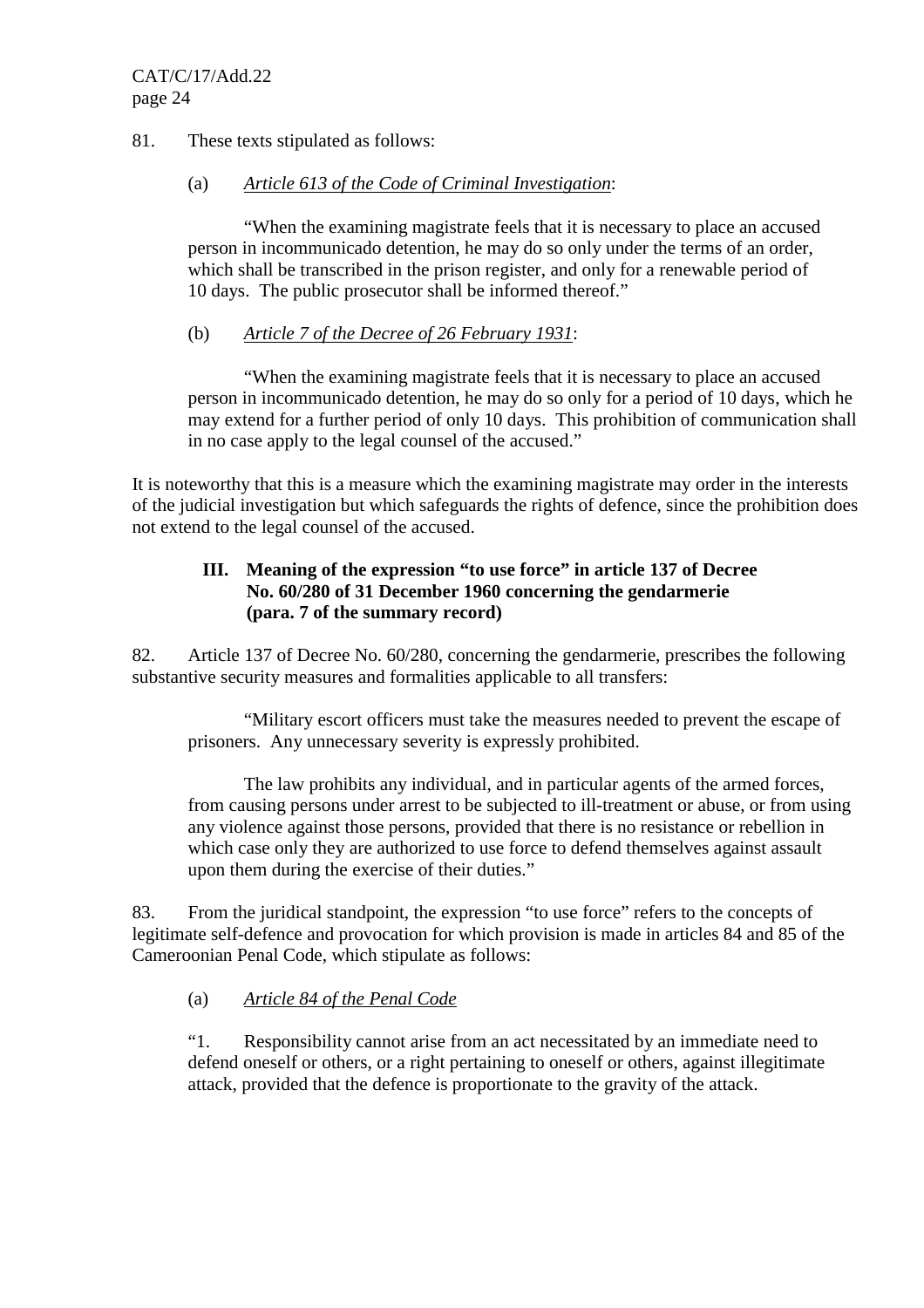81. These texts stipulated as follows:

(a) *Article 613 of the Code of Criminal Investigation*:

> "When the examining magistrate feels that it is necessary to place an accused person in incommunicado detention, he may do so only under the terms of an order, which shall be transcribed in the prison register, and only for a renewable period of 10 days. The public prosecutor shall be informed thereof."

(b) *Article 7 of the Decree of 26 February 1931*:

> "When the examining magistrate feels that it is necessary to place an accused person in incommunicado detention, he may do so only for a period of 10 days, which he may extend for a further period of only 10 days. This prohibition of communication shall in no case apply to the legal counsel of the accused."

It is noteworthy that this is a measure which the examining magistrate may order in the interests of the judicial investigation but which safeguards the rights of defence, since the prohibition does not extend to the legal counsel of the accused.

### III. Meaning of the expression "to use force" in article 137 of Decree No. 60/280 of 31 December 1960 concerning the gendarmerie (para. 7 of the summary record)

82. Article 137 of Decree No. 60/280, concerning the gendarmerie, prescribes the following substantive security measures and formalities applicable to all transfers:

> "Military escort officers must take the measures needed to prevent the escape of prisoners. Any unnecessary severity is expressly prohibited.
>
> The law prohibits any individual, and in particular agents of the armed forces, from causing persons under arrest to be subjected to ill-treatment or abuse, or from using any violence against those persons, provided that there is no resistance or rebellion in which case only they are authorized to use force to defend themselves against assault upon them during the exercise of their duties."

83. From the juridical standpoint, the expression "to use force" refers to the concepts of legitimate self-defence and provocation for which provision is made in articles 84 and 85 of the Cameroonian Penal Code, which stipulate as follows:

(a) *Article 84 of the Penal Code*

> "1. Responsibility cannot arise from an act necessitated by an immediate need to defend oneself or others, or a right pertaining to oneself or others, against illegitimate attack, provided that the defence is proportionate to the gravity of the attack.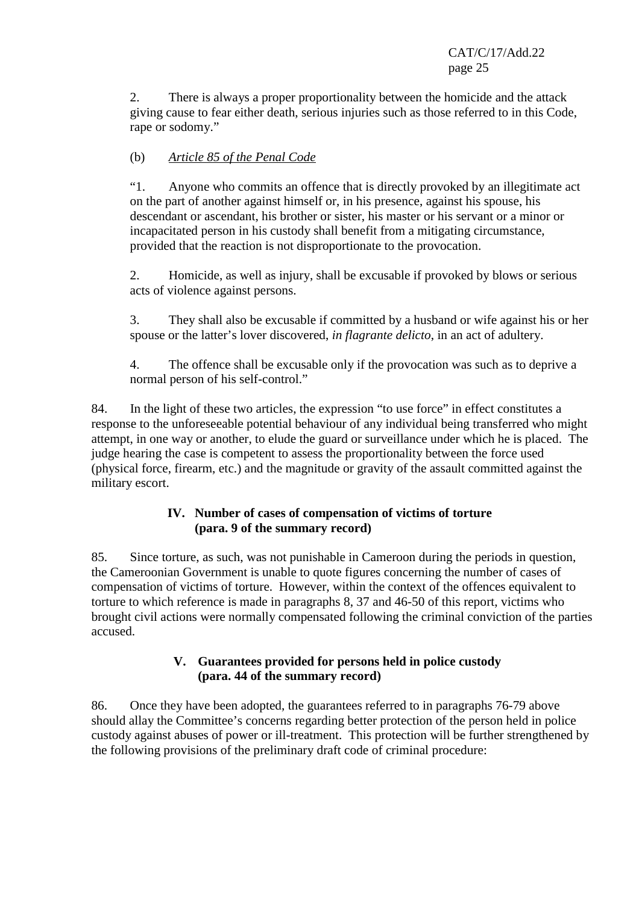2. There is always a proper proportionality between the homicide and the attack giving cause to fear either death, serious injuries such as those referred to in this Code, rape or sodomy."

(b) *Article 85 of the Penal Code*

"1. Anyone who commits an offence that is directly provoked by an illegitimate act on the part of another against himself or, in his presence, against his spouse, his descendant or ascendant, his brother or sister, his master or his servant or a minor or incapacitated person in his custody shall benefit from a mitigating circumstance, provided that the reaction is not disproportionate to the provocation.

2. Homicide, as well as injury, shall be excusable if provoked by blows or serious acts of violence against persons.

3. They shall also be excusable if committed by a husband or wife against his or her spouse or the latter's lover discovered, *in flagrante delicto*, in an act of adultery.

4. The offence shall be excusable only if the provocation was such as to deprive a normal person of his self-control."

84. In the light of these two articles, the expression "to use force" in effect constitutes a response to the unforeseeable potential behaviour of any individual being transferred who might attempt, in one way or another, to elude the guard or surveillance under which he is placed. The judge hearing the case is competent to assess the proportionality between the force used (physical force, firearm, etc.) and the magnitude or gravity of the assault committed against the military escort.

### IV. Number of cases of compensation of victims of torture (para. 9 of the summary record)

85. Since torture, as such, was not punishable in Cameroon during the periods in question, the Cameroonian Government is unable to quote figures concerning the number of cases of compensation of victims of torture. However, within the context of the offences equivalent to torture to which reference is made in paragraphs 8, 37 and 46-50 of this report, victims who brought civil actions were normally compensated following the criminal conviction of the parties accused.

### V. Guarantees provided for persons held in police custody (para. 44 of the summary record)

86. Once they have been adopted, the guarantees referred to in paragraphs 76-79 above should allay the Committee's concerns regarding better protection of the person held in police custody against abuses of power or ill-treatment. This protection will be further strengthened by the following provisions of the preliminary draft code of criminal procedure: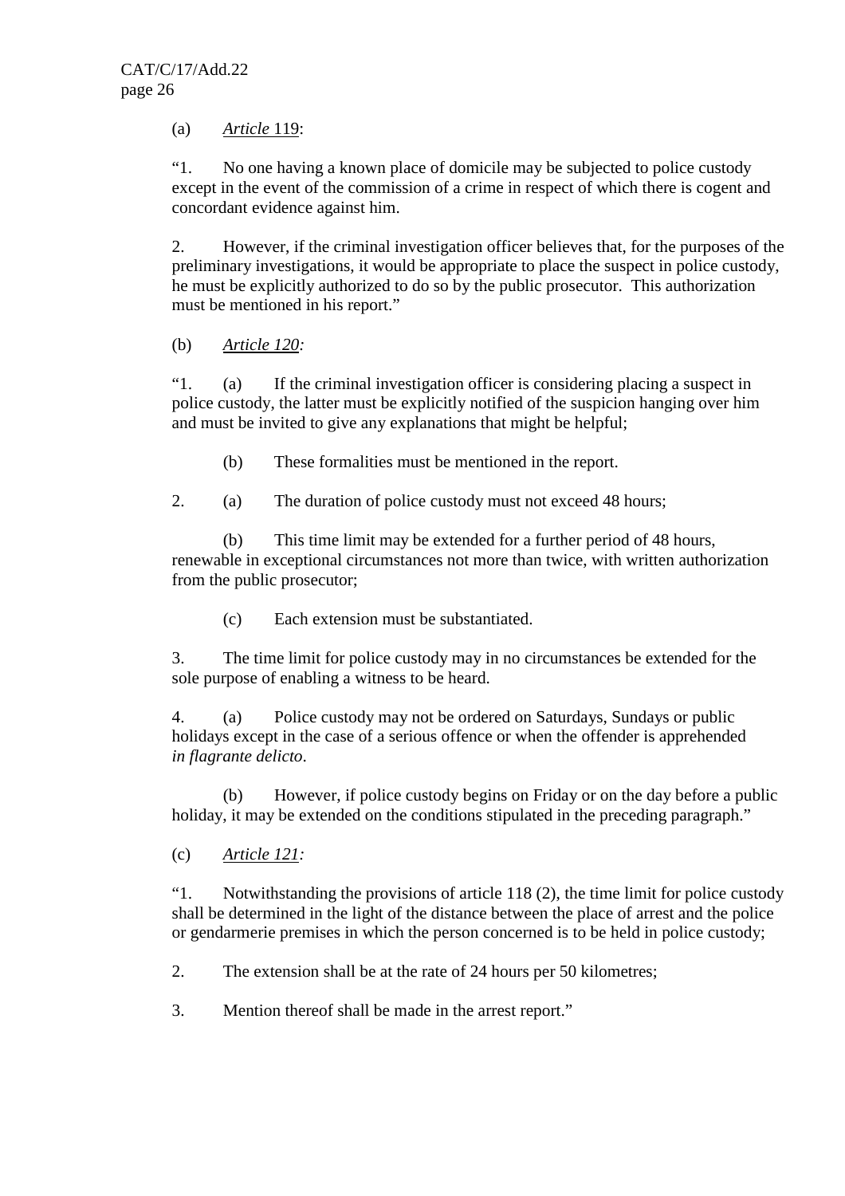(a) *Article* 119:

"1. No one having a known place of domicile may be subjected to police custody except in the event of the commission of a crime in respect of which there is cogent and concordant evidence against him.

2. However, if the criminal investigation officer believes that, for the purposes of the preliminary investigations, it would be appropriate to place the suspect in police custody, he must be explicitly authorized to do so by the public prosecutor. This authorization must be mentioned in his report."

(b) *Article 120:*

"1. (a) If the criminal investigation officer is considering placing a suspect in police custody, the latter must be explicitly notified of the suspicion hanging over him and must be invited to give any explanations that might be helpful;

(b) These formalities must be mentioned in the report.

2. (a) The duration of police custody must not exceed 48 hours;

(b) This time limit may be extended for a further period of 48 hours, renewable in exceptional circumstances not more than twice, with written authorization from the public prosecutor;

(c) Each extension must be substantiated.

3. The time limit for police custody may in no circumstances be extended for the sole purpose of enabling a witness to be heard.

4. (a) Police custody may not be ordered on Saturdays, Sundays or public holidays except in the case of a serious offence or when the offender is apprehended *in flagrante delicto*.

(b) However, if police custody begins on Friday or on the day before a public holiday, it may be extended on the conditions stipulated in the preceding paragraph."

(c) *Article 121:*

"1. Notwithstanding the provisions of article 118 (2), the time limit for police custody shall be determined in the light of the distance between the place of arrest and the police or gendarmerie premises in which the person concerned is to be held in police custody;

2. The extension shall be at the rate of 24 hours per 50 kilometres;

3. Mention thereof shall be made in the arrest report."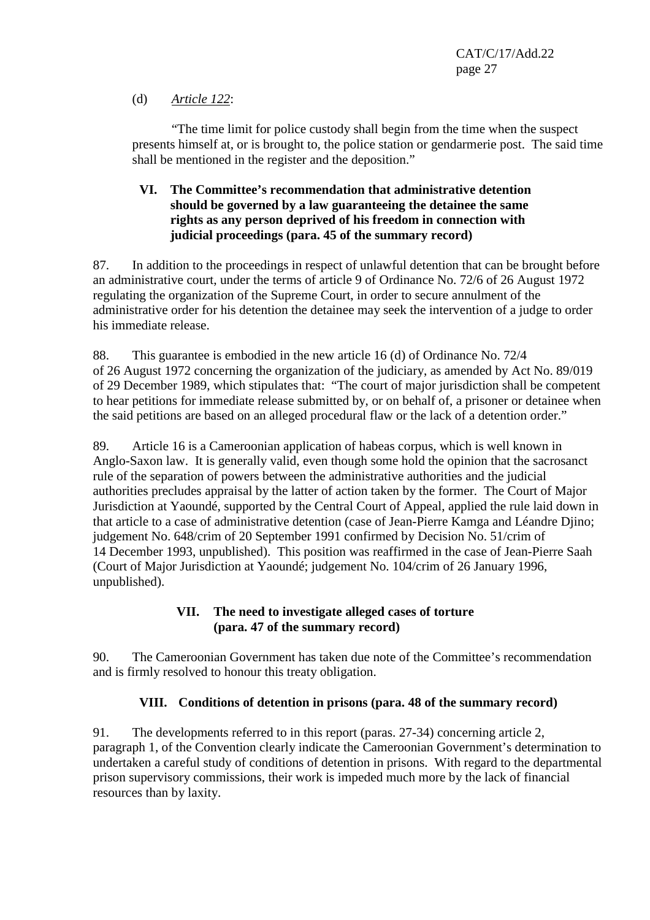(d) *Article 122*:

"The time limit for police custody shall begin from the time when the suspect presents himself at, or is brought to, the police station or gendarmerie post. The said time shall be mentioned in the register and the deposition."

## VI. The Committee's recommendation that administrative detention should be governed by a law guaranteeing the detainee the same rights as any person deprived of his freedom in connection with judicial proceedings (para. 45 of the summary record)

87. In addition to the proceedings in respect of unlawful detention that can be brought before an administrative court, under the terms of article 9 of Ordinance No. 72/6 of 26 August 1972 regulating the organization of the Supreme Court, in order to secure annulment of the administrative order for his detention the detainee may seek the intervention of a judge to order his immediate release.

88. This guarantee is embodied in the new article 16 (d) of Ordinance No. 72/4 of 26 August 1972 concerning the organization of the judiciary, as amended by Act No. 89/019 of 29 December 1989, which stipulates that: "The court of major jurisdiction shall be competent to hear petitions for immediate release submitted by, or on behalf of, a prisoner or detainee when the said petitions are based on an alleged procedural flaw or the lack of a detention order."

89. Article 16 is a Cameroonian application of habeas corpus, which is well known in Anglo-Saxon law. It is generally valid, even though some hold the opinion that the sacrosanct rule of the separation of powers between the administrative authorities and the judicial authorities precludes appraisal by the latter of action taken by the former. The Court of Major Jurisdiction at Yaoundé, supported by the Central Court of Appeal, applied the rule laid down in that article to a case of administrative detention (case of Jean-Pierre Kamga and Léandre Djino; judgement No. 648/crim of 20 September 1991 confirmed by Decision No. 51/crim of 14 December 1993, unpublished). This position was reaffirmed in the case of Jean-Pierre Saah (Court of Major Jurisdiction at Yaoundé; judgement No. 104/crim of 26 January 1996, unpublished).

## VII. The need to investigate alleged cases of torture (para. 47 of the summary record)

90. The Cameroonian Government has taken due note of the Committee's recommendation and is firmly resolved to honour this treaty obligation.

## VIII. Conditions of detention in prisons (para. 48 of the summary record)

91. The developments referred to in this report (paras. 27-34) concerning article 2, paragraph 1, of the Convention clearly indicate the Cameroonian Government's determination to undertaken a careful study of conditions of detention in prisons. With regard to the departmental prison supervisory commissions, their work is impeded much more by the lack of financial resources than by laxity.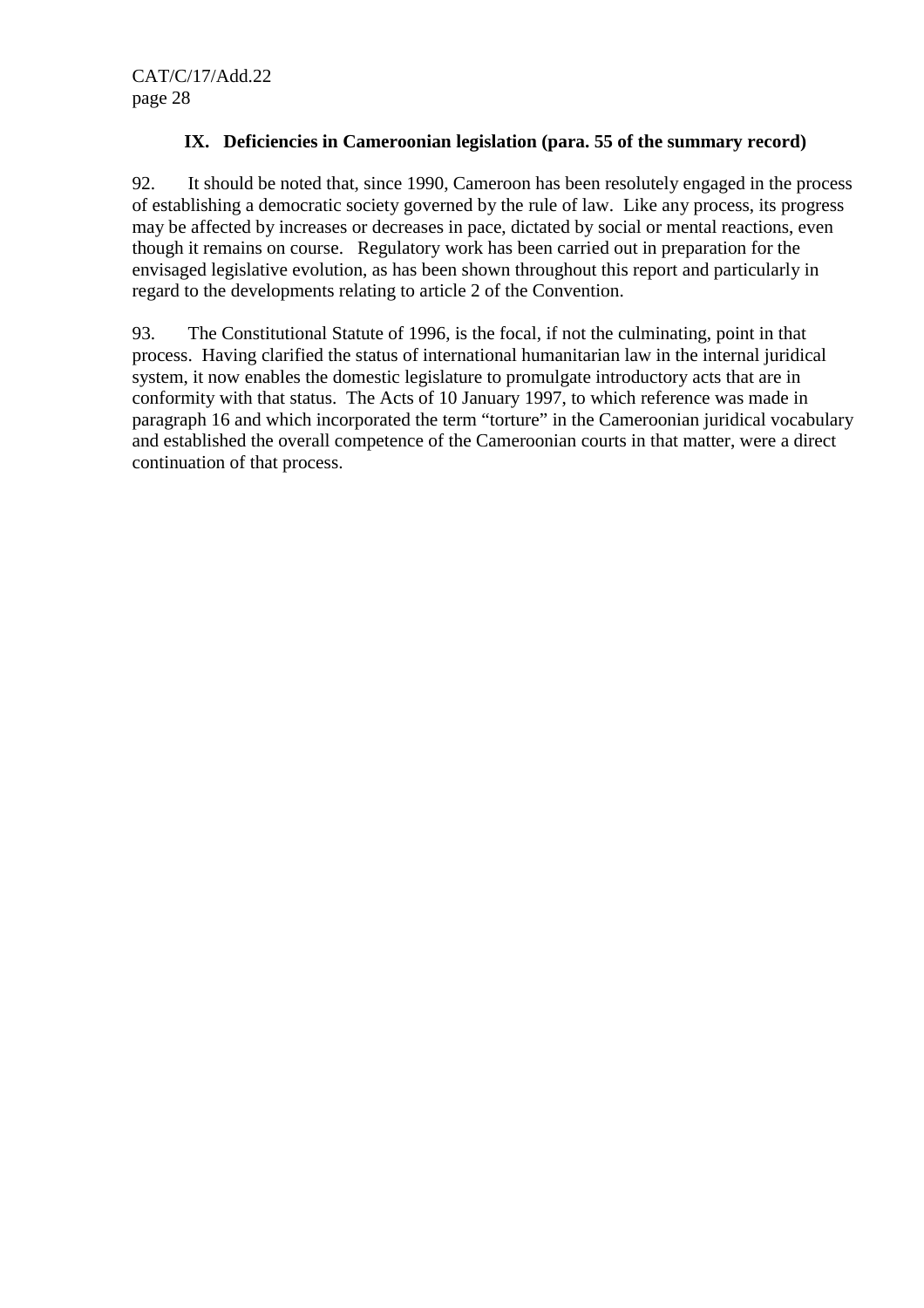## IX. Deficiencies in Cameroonian legislation (para. 55 of the summary record)

92. It should be noted that, since 1990, Cameroon has been resolutely engaged in the process of establishing a democratic society governed by the rule of law. Like any process, its progress may be affected by increases or decreases in pace, dictated by social or mental reactions, even though it remains on course. Regulatory work has been carried out in preparation for the envisaged legislative evolution, as has been shown throughout this report and particularly in regard to the developments relating to article 2 of the Convention.

93. The Constitutional Statute of 1996, is the focal, if not the culminating, point in that process. Having clarified the status of international humanitarian law in the internal juridical system, it now enables the domestic legislature to promulgate introductory acts that are in conformity with that status. The Acts of 10 January 1997, to which reference was made in paragraph 16 and which incorporated the term "torture" in the Cameroonian juridical vocabulary and established the overall competence of the Cameroonian courts in that matter, were a direct continuation of that process.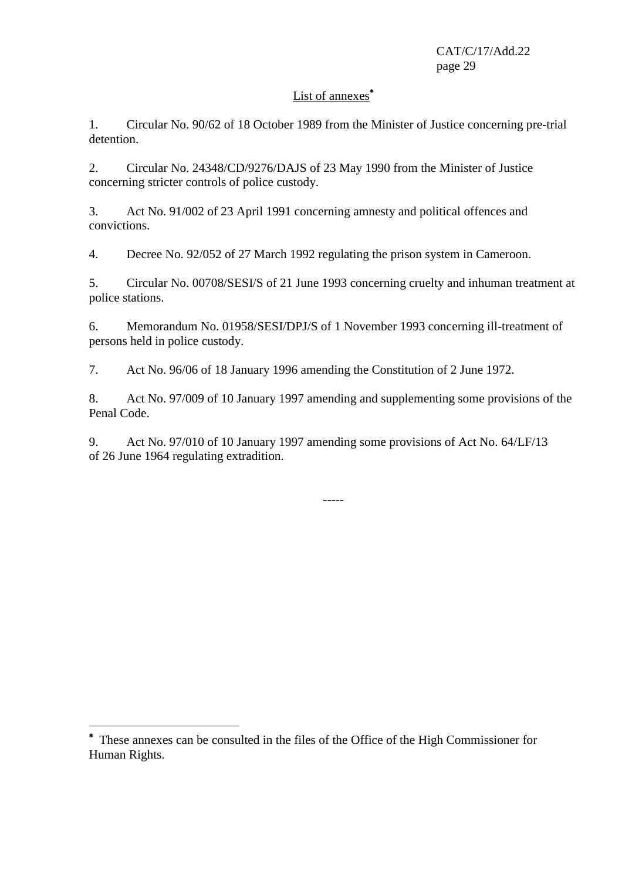## List of annexes[*]

1. Circular No. 90/62 of 18 October 1989 from the Minister of Justice concerning pre-trial detention.

2. Circular No. 24348/CD/9276/DAJS of 23 May 1990 from the Minister of Justice concerning stricter controls of police custody.

3. Act No. 91/002 of 23 April 1991 concerning amnesty and political offences and convictions.

4. Decree No. 92/052 of 27 March 1992 regulating the prison system in Cameroon.

5. Circular No. 00708/SESI/S of 21 June 1993 concerning cruelty and inhuman treatment at police stations.

6. Memorandum No. 01958/SESI/DPJ/S of 1 November 1993 concerning ill-treatment of persons held in police custody.

7. Act No. 96/06 of 18 January 1996 amending the Constitution of 2 June 1972.

8. Act No. 97/009 of 10 January 1997 amending and supplementing some provisions of the Penal Code.

9. Act No. 97/010 of 10 January 1997 amending some provisions of Act No. 64/LF/13 of 26 June 1964 regulating extradition.

-----

[*] These annexes can be consulted in the files of the Office of the High Commissioner for Human Rights.